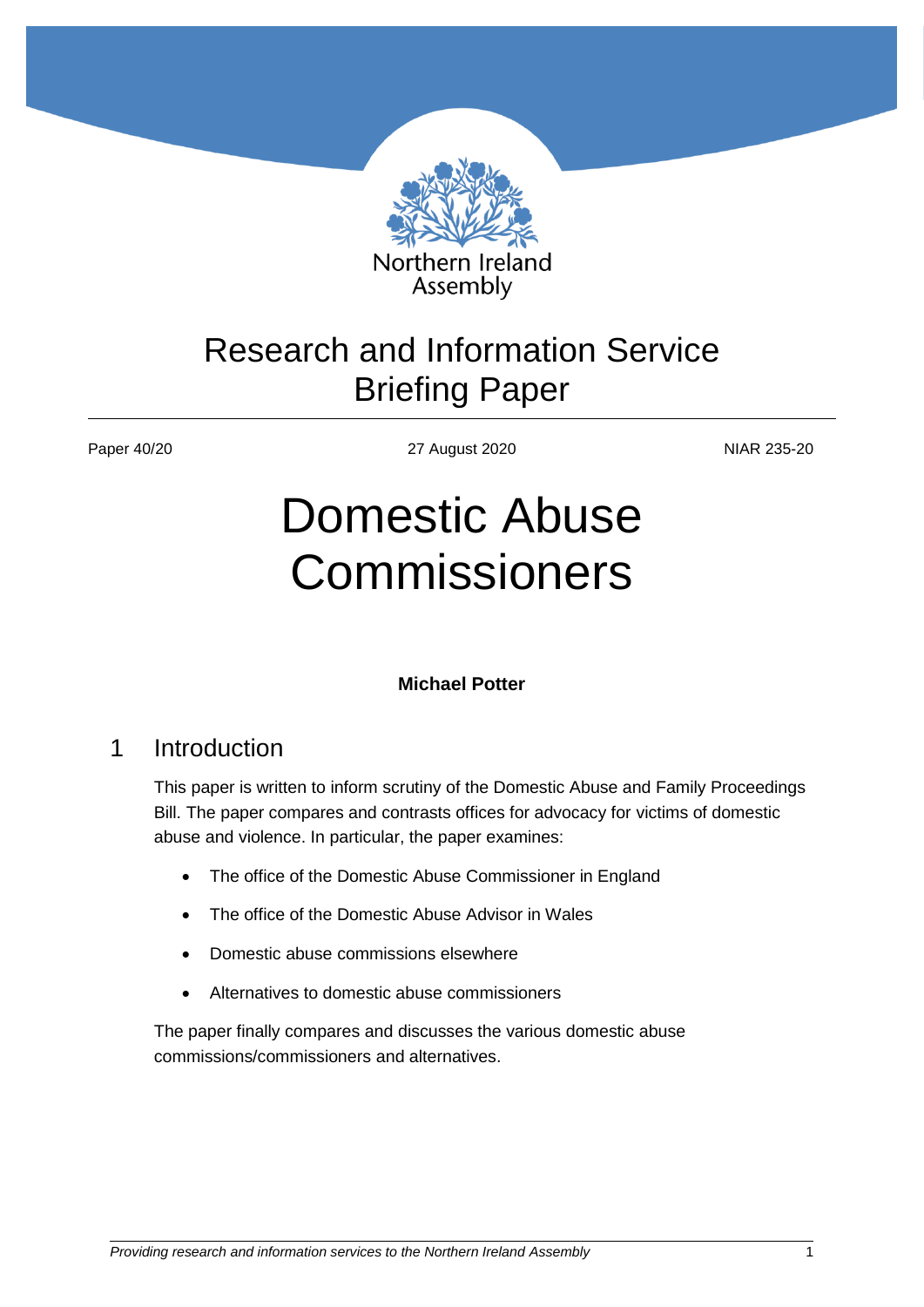Northern Ireland Assembly

# Research and Information Service Briefing Paper

Paper 40/20 | 27 August 2020 | NIAR 235-20

# Domestic Abuse Commissioners

**Michael Potter**

## 1 Introduction

This paper is written to inform scrutiny of the Domestic Abuse and Family Proceedings Bill. The paper compares and contrasts offices for advocacy for victims of domestic abuse and violence. In particular, the paper examines:

- The office of the Domestic Abuse Commissioner in England
- The office of the Domestic Abuse Advisor in Wales
- Domestic abuse commissions elsewhere
- Alternatives to domestic abuse commissioners

The paper finally compares and discusses the various domestic abuse commissions/commissioners and alternatives.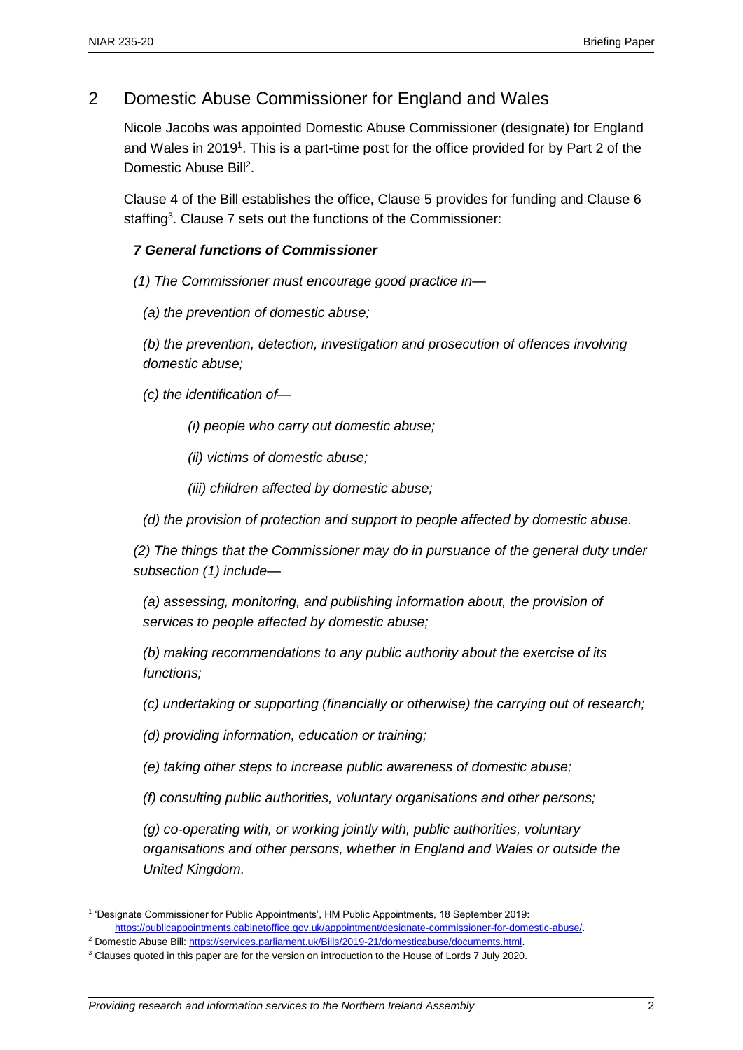## 2 Domestic Abuse Commissioner for England and Wales

Nicole Jacobs was appointed Domestic Abuse Commissioner (designate) for England and Wales in 2019[1]. This is a part-time post for the office provided for by Part 2 of the Domestic Abuse Bill[2].

Clause 4 of the Bill establishes the office, Clause 5 provides for funding and Clause 6 staffing[3]. Clause 7 sets out the functions of the Commissioner:

***7 General functions of Commissioner***

*(1) The Commissioner must encourage good practice in—*

*(a) the prevention of domestic abuse;*

*(b) the prevention, detection, investigation and prosecution of offences involving domestic abuse;*

*(c) the identification of—*

*(i) people who carry out domestic abuse;*

*(ii) victims of domestic abuse;*

*(iii) children affected by domestic abuse;*

*(d) the provision of protection and support to people affected by domestic abuse.*

*(2) The things that the Commissioner may do in pursuance of the general duty under subsection (1) include—*

*(a) assessing, monitoring, and publishing information about, the provision of services to people affected by domestic abuse;*

*(b) making recommendations to any public authority about the exercise of its functions;*

*(c) undertaking or supporting (financially or otherwise) the carrying out of research;*

*(d) providing information, education or training;*

*(e) taking other steps to increase public awareness of domestic abuse;*

*(f) consulting public authorities, voluntary organisations and other persons;*

*(g) co-operating with, or working jointly with, public authorities, voluntary organisations and other persons, whether in England and Wales or outside the United Kingdom.*

---

[1] 'Designate Commissioner for Public Appointments', HM Public Appointments, 18 September 2019: https://publicappointments.cabinetoffice.gov.uk/appointment/designate-commissioner-for-domestic-abuse/.

[2] Domestic Abuse Bill: https://services.parliament.uk/Bills/2019-21/domesticabuse/documents.html.

[3] Clauses quoted in this paper are for the version on introduction to the House of Lords 7 July 2020.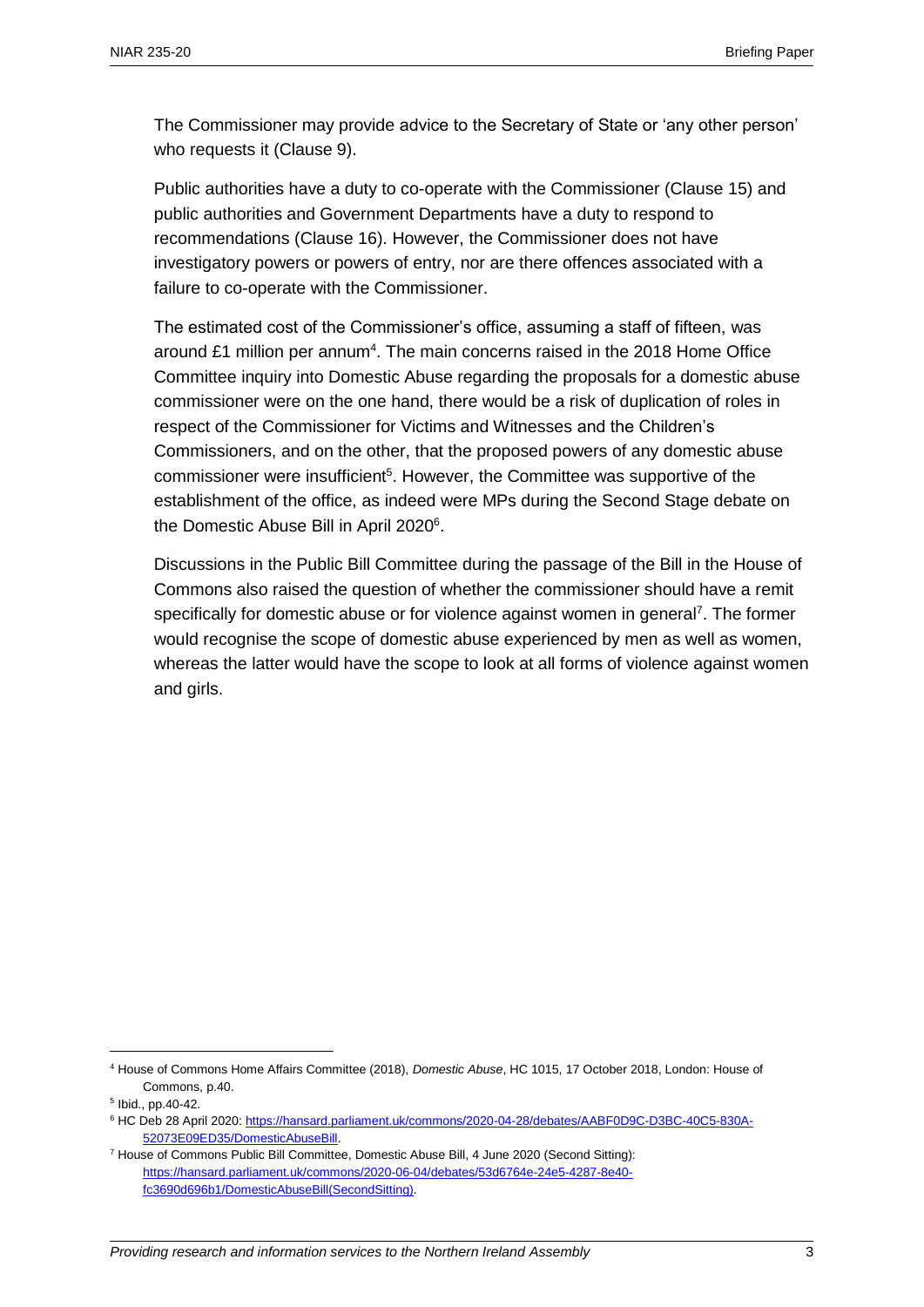The Commissioner may provide advice to the Secretary of State or 'any other person' who requests it (Clause 9).

Public authorities have a duty to co-operate with the Commissioner (Clause 15) and public authorities and Government Departments have a duty to respond to recommendations (Clause 16). However, the Commissioner does not have investigatory powers or powers of entry, nor are there offences associated with a failure to co-operate with the Commissioner.

The estimated cost of the Commissioner's office, assuming a staff of fifteen, was around £1 million per annum[4]. The main concerns raised in the 2018 Home Office Committee inquiry into Domestic Abuse regarding the proposals for a domestic abuse commissioner were on the one hand, there would be a risk of duplication of roles in respect of the Commissioner for Victims and Witnesses and the Children's Commissioners, and on the other, that the proposed powers of any domestic abuse commissioner were insufficient[5]. However, the Committee was supportive of the establishment of the office, as indeed were MPs during the Second Stage debate on the Domestic Abuse Bill in April 2020[6].

Discussions in the Public Bill Committee during the passage of the Bill in the House of Commons also raised the question of whether the commissioner should have a remit specifically for domestic abuse or for violence against women in general[7]. The former would recognise the scope of domestic abuse experienced by men as well as women, whereas the latter would have the scope to look at all forms of violence against women and girls.

---

[4] House of Commons Home Affairs Committee (2018), *Domestic Abuse*, HC 1015, 17 October 2018, London: House of Commons, p.40.

[5] Ibid., pp.40-42.

[6] HC Deb 28 April 2020: https://hansard.parliament.uk/commons/2020-04-28/debates/AABF0D9C-D3BC-40C5-830A-52073E09ED35/DomesticAbuseBill.

[7] House of Commons Public Bill Committee, Domestic Abuse Bill, 4 June 2020 (Second Sitting): https://hansard.parliament.uk/commons/2020-06-04/debates/53d6764e-24e5-4287-8e40-fc3690d696b1/DomesticAbuseBill(SecondSitting).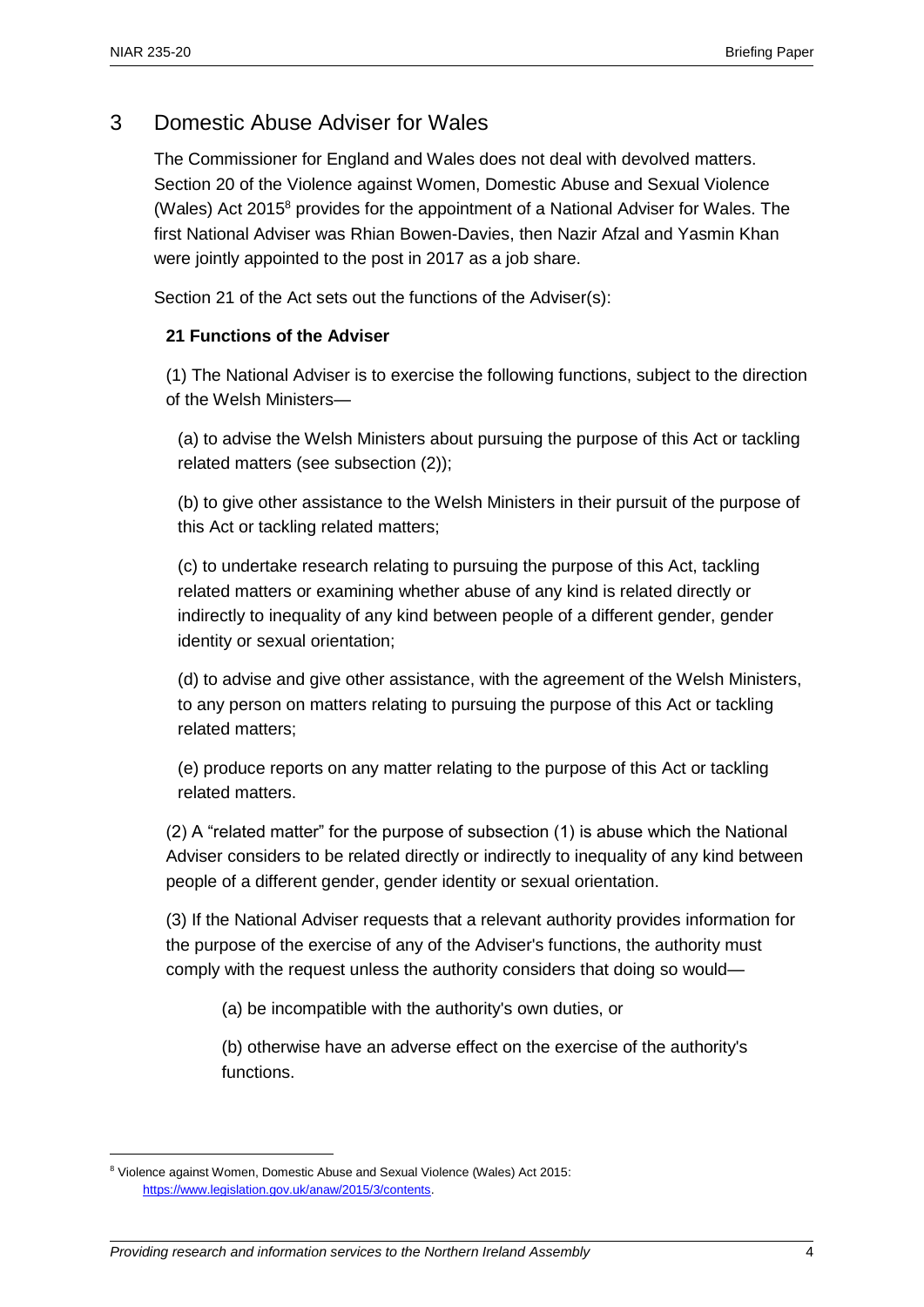## 3 Domestic Abuse Adviser for Wales

The Commissioner for England and Wales does not deal with devolved matters. Section 20 of the Violence against Women, Domestic Abuse and Sexual Violence (Wales) Act 2015[8] provides for the appointment of a National Adviser for Wales. The first National Adviser was Rhian Bowen-Davies, then Nazir Afzal and Yasmin Khan were jointly appointed to the post in 2017 as a job share.

Section 21 of the Act sets out the functions of the Adviser(s):

**21 Functions of the Adviser**

(1) The National Adviser is to exercise the following functions, subject to the direction of the Welsh Ministers—

(a) to advise the Welsh Ministers about pursuing the purpose of this Act or tackling related matters (see subsection (2));

(b) to give other assistance to the Welsh Ministers in their pursuit of the purpose of this Act or tackling related matters;

(c) to undertake research relating to pursuing the purpose of this Act, tackling related matters or examining whether abuse of any kind is related directly or indirectly to inequality of any kind between people of a different gender, gender identity or sexual orientation;

(d) to advise and give other assistance, with the agreement of the Welsh Ministers, to any person on matters relating to pursuing the purpose of this Act or tackling related matters;

(e) produce reports on any matter relating to the purpose of this Act or tackling related matters.

(2) A "related matter" for the purpose of subsection (1) is abuse which the National Adviser considers to be related directly or indirectly to inequality of any kind between people of a different gender, gender identity or sexual orientation.

(3) If the National Adviser requests that a relevant authority provides information for the purpose of the exercise of any of the Adviser's functions, the authority must comply with the request unless the authority considers that doing so would—

(a) be incompatible with the authority's own duties, or

(b) otherwise have an adverse effect on the exercise of the authority's functions.

---

[8] Violence against Women, Domestic Abuse and Sexual Violence (Wales) Act 2015: https://www.legislation.gov.uk/anaw/2015/3/contents.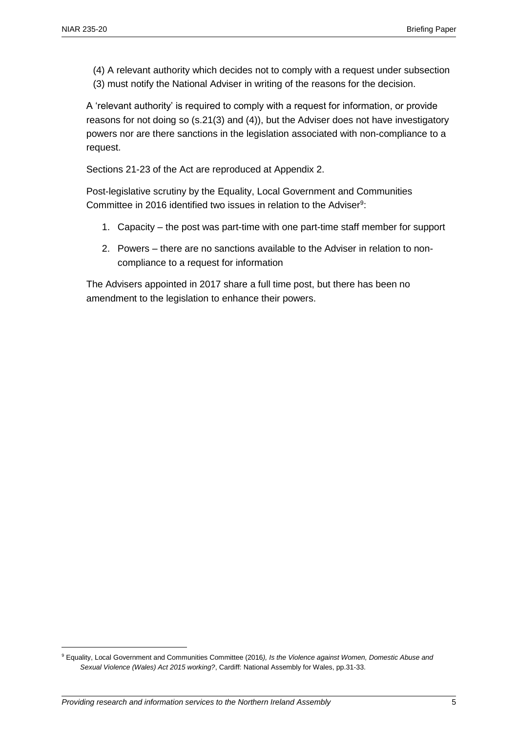(4) A relevant authority which decides not to comply with a request under subsection (3) must notify the National Adviser in writing of the reasons for the decision.

A 'relevant authority' is required to comply with a request for information, or provide reasons for not doing so (s.21(3) and (4)), but the Adviser does not have investigatory powers nor are there sanctions in the legislation associated with non-compliance to a request.

Sections 21-23 of the Act are reproduced at Appendix 2.

Post-legislative scrutiny by the Equality, Local Government and Communities Committee in 2016 identified two issues in relation to the Adviser[9]:

1. Capacity – the post was part-time with one part-time staff member for support
2. Powers – there are no sanctions available to the Adviser in relation to non-compliance to a request for information

The Advisers appointed in 2017 share a full time post, but there has been no amendment to the legislation to enhance their powers.

[9] Equality, Local Government and Communities Committee (2016*), Is the Violence against Women, Domestic Abuse and Sexual Violence (Wales) Act 2015 working?*, Cardiff: National Assembly for Wales, pp.31-33.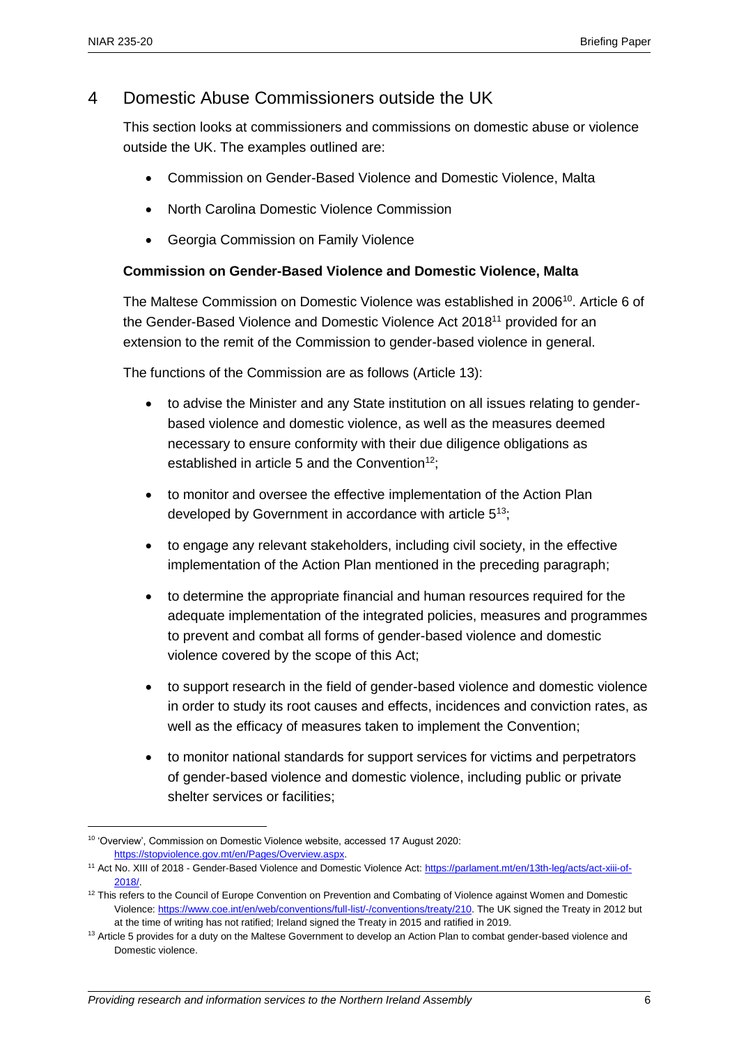## 4 Domestic Abuse Commissioners outside the UK

This section looks at commissioners and commissions on domestic abuse or violence outside the UK. The examples outlined are:

- Commission on Gender-Based Violence and Domestic Violence, Malta
- North Carolina Domestic Violence Commission
- Georgia Commission on Family Violence

**Commission on Gender-Based Violence and Domestic Violence, Malta**

The Maltese Commission on Domestic Violence was established in 2006[10]. Article 6 of the Gender-Based Violence and Domestic Violence Act 2018[11] provided for an extension to the remit of the Commission to gender-based violence in general.

The functions of the Commission are as follows (Article 13):

- to advise the Minister and any State institution on all issues relating to gender-based violence and domestic violence, as well as the measures deemed necessary to ensure conformity with their due diligence obligations as established in article 5 and the Convention[12];
- to monitor and oversee the effective implementation of the Action Plan developed by Government in accordance with article 5[13];
- to engage any relevant stakeholders, including civil society, in the effective implementation of the Action Plan mentioned in the preceding paragraph;
- to determine the appropriate financial and human resources required for the adequate implementation of the integrated policies, measures and programmes to prevent and combat all forms of gender-based violence and domestic violence covered by the scope of this Act;
- to support research in the field of gender-based violence and domestic violence in order to study its root causes and effects, incidences and conviction rates, as well as the efficacy of measures taken to implement the Convention;
- to monitor national standards for support services for victims and perpetrators of gender-based violence and domestic violence, including public or private shelter services or facilities;

---

[10] 'Overview', Commission on Domestic Violence website, accessed 17 August 2020: https://stopviolence.gov.mt/en/Pages/Overview.aspx.

[11] Act No. XIII of 2018 - Gender-Based Violence and Domestic Violence Act: https://parlament.mt/en/13th-leg/acts/act-xiii-of-2018/.

[12] This refers to the Council of Europe Convention on Prevention and Combating of Violence against Women and Domestic Violence: https://www.coe.int/en/web/conventions/full-list/-/conventions/treaty/210. The UK signed the Treaty in 2012 but at the time of writing has not ratified; Ireland signed the Treaty in 2015 and ratified in 2019.

[13] Article 5 provides for a duty on the Maltese Government to develop an Action Plan to combat gender-based violence and Domestic violence.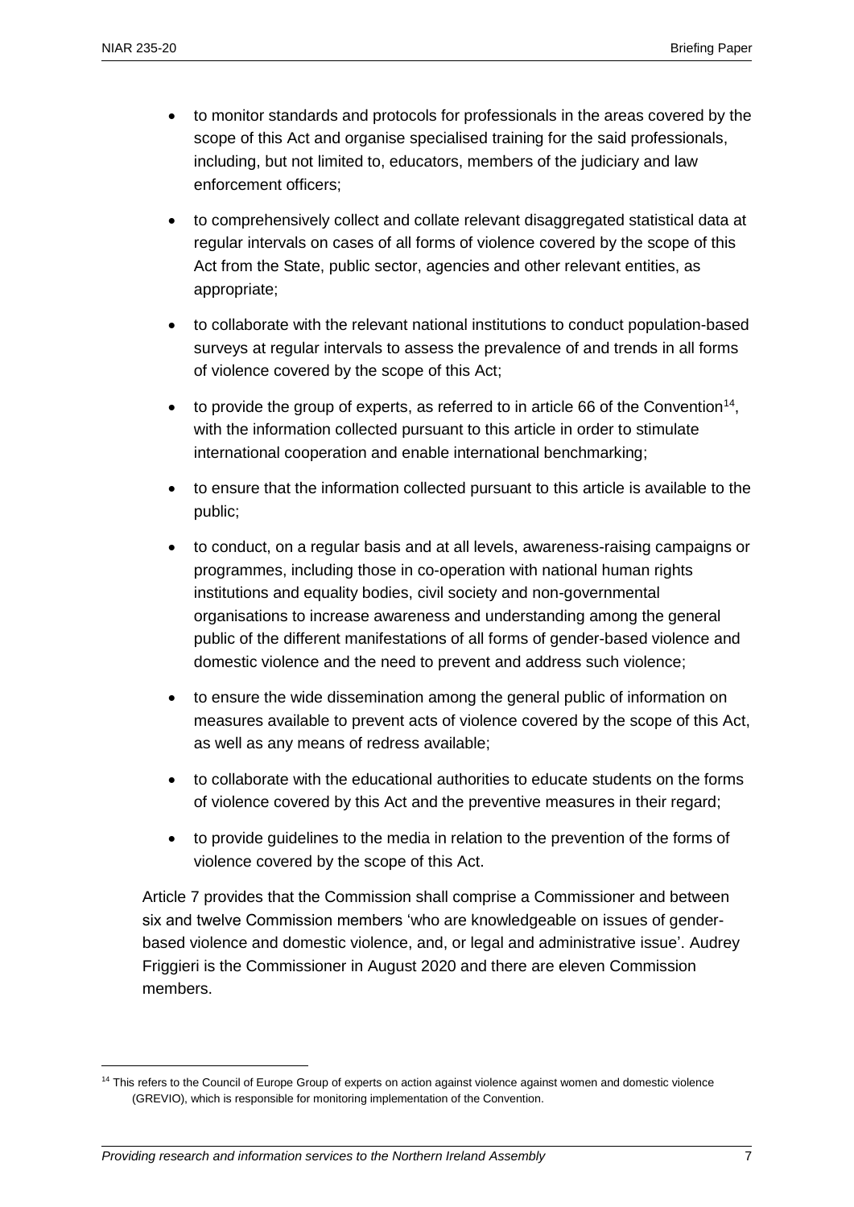- to monitor standards and protocols for professionals in the areas covered by the scope of this Act and organise specialised training for the said professionals, including, but not limited to, educators, members of the judiciary and law enforcement officers;
- to comprehensively collect and collate relevant disaggregated statistical data at regular intervals on cases of all forms of violence covered by the scope of this Act from the State, public sector, agencies and other relevant entities, as appropriate;
- to collaborate with the relevant national institutions to conduct population-based surveys at regular intervals to assess the prevalence of and trends in all forms of violence covered by the scope of this Act;
- to provide the group of experts, as referred to in article 66 of the Convention[14], with the information collected pursuant to this article in order to stimulate international cooperation and enable international benchmarking;
- to ensure that the information collected pursuant to this article is available to the public;
- to conduct, on a regular basis and at all levels, awareness-raising campaigns or programmes, including those in co-operation with national human rights institutions and equality bodies, civil society and non-governmental organisations to increase awareness and understanding among the general public of the different manifestations of all forms of gender-based violence and domestic violence and the need to prevent and address such violence;
- to ensure the wide dissemination among the general public of information on measures available to prevent acts of violence covered by the scope of this Act, as well as any means of redress available;
- to collaborate with the educational authorities to educate students on the forms of violence covered by this Act and the preventive measures in their regard;
- to provide guidelines to the media in relation to the prevention of the forms of violence covered by the scope of this Act.

Article 7 provides that the Commission shall comprise a Commissioner and between six and twelve Commission members 'who are knowledgeable on issues of gender-based violence and domestic violence, and, or legal and administrative issue'. Audrey Friggieri is the Commissioner in August 2020 and there are eleven Commission members.

[14] This refers to the Council of Europe Group of experts on action against violence against women and domestic violence (GREVIO), which is responsible for monitoring implementation of the Convention.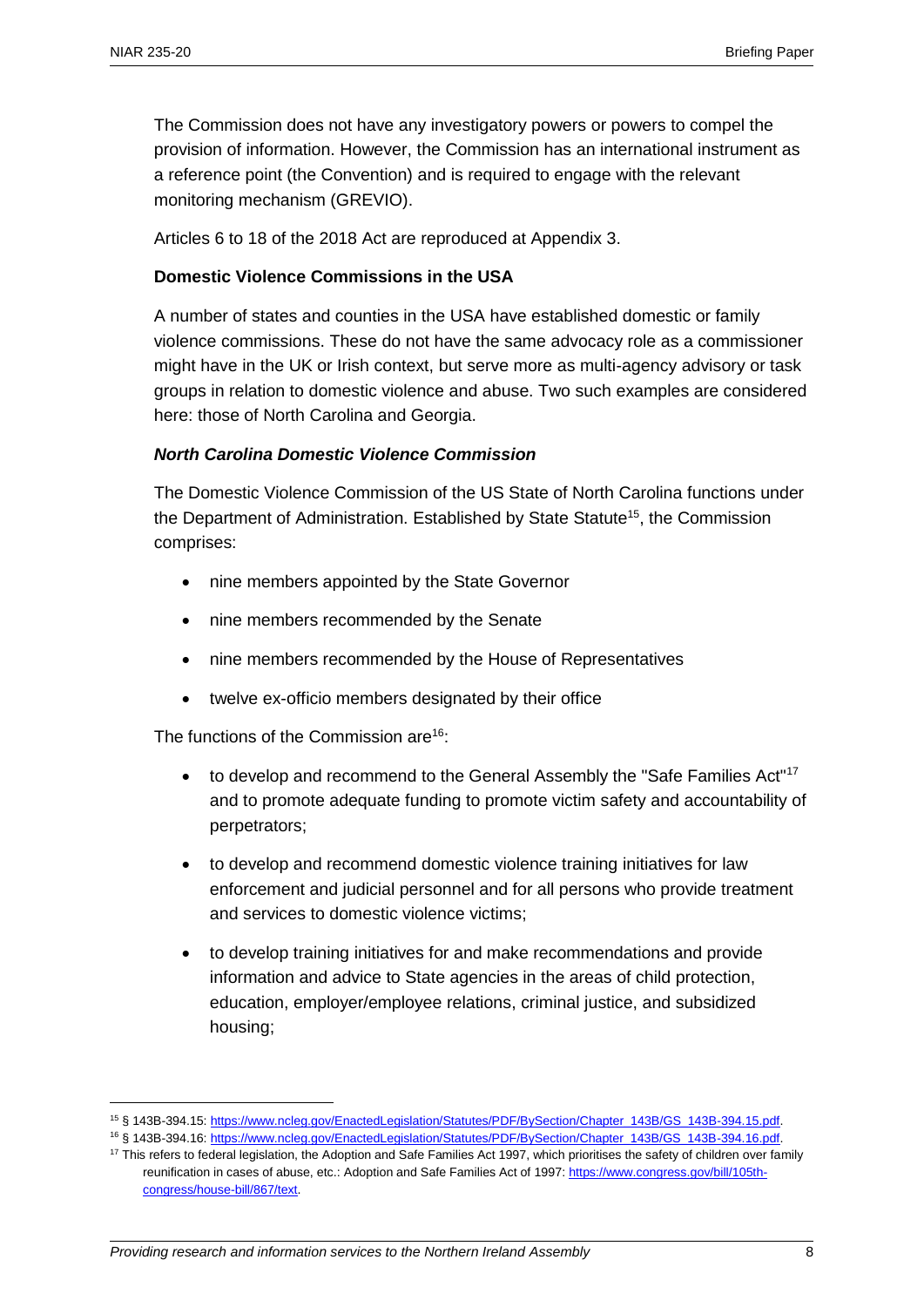The Commission does not have any investigatory powers or powers to compel the provision of information. However, the Commission has an international instrument as a reference point (the Convention) and is required to engage with the relevant monitoring mechanism (GREVIO).

Articles 6 to 18 of the 2018 Act are reproduced at Appendix 3.

**Domestic Violence Commissions in the USA**

A number of states and counties in the USA have established domestic or family violence commissions. These do not have the same advocacy role as a commissioner might have in the UK or Irish context, but serve more as multi-agency advisory or task groups in relation to domestic violence and abuse. Two such examples are considered here: those of North Carolina and Georgia.

***North Carolina Domestic Violence Commission***

The Domestic Violence Commission of the US State of North Carolina functions under the Department of Administration. Established by State Statute[15], the Commission comprises:

- nine members appointed by the State Governor
- nine members recommended by the Senate
- nine members recommended by the House of Representatives
- twelve ex-officio members designated by their office

The functions of the Commission are[16]:

- to develop and recommend to the General Assembly the "Safe Families Act"[17] and to promote adequate funding to promote victim safety and accountability of perpetrators;
- to develop and recommend domestic violence training initiatives for law enforcement and judicial personnel and for all persons who provide treatment and services to domestic violence victims;
- to develop training initiatives for and make recommendations and provide information and advice to State agencies in the areas of child protection, education, employer/employee relations, criminal justice, and subsidized housing;

---

[15] § 143B-394.15: https://www.ncleg.gov/EnactedLegislation/Statutes/PDF/BySection/Chapter_143B/GS_143B-394.15.pdf.

[16] § 143B-394.16: https://www.ncleg.gov/EnactedLegislation/Statutes/PDF/BySection/Chapter_143B/GS_143B-394.16.pdf.

[17] This refers to federal legislation, the Adoption and Safe Families Act 1997, which prioritises the safety of children over family reunification in cases of abuse, etc.: Adoption and Safe Families Act of 1997: https://www.congress.gov/bill/105th-congress/house-bill/867/text.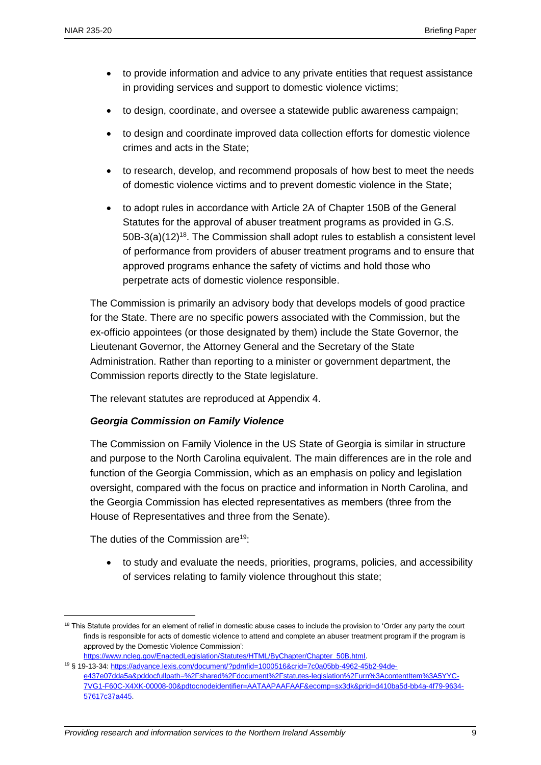- to provide information and advice to any private entities that request assistance in providing services and support to domestic violence victims;
- to design, coordinate, and oversee a statewide public awareness campaign;
- to design and coordinate improved data collection efforts for domestic violence crimes and acts in the State;
- to research, develop, and recommend proposals of how best to meet the needs of domestic violence victims and to prevent domestic violence in the State;
- to adopt rules in accordance with Article 2A of Chapter 150B of the General Statutes for the approval of abuser treatment programs as provided in G.S. 50B-3(a)(12)[18]. The Commission shall adopt rules to establish a consistent level of performance from providers of abuser treatment programs and to ensure that approved programs enhance the safety of victims and hold those who perpetrate acts of domestic violence responsible.

The Commission is primarily an advisory body that develops models of good practice for the State. There are no specific powers associated with the Commission, but the ex-officio appointees (or those designated by them) include the State Governor, the Lieutenant Governor, the Attorney General and the Secretary of the State Administration. Rather than reporting to a minister or government department, the Commission reports directly to the State legislature.

The relevant statutes are reproduced at Appendix 4.

***Georgia Commission on Family Violence***

The Commission on Family Violence in the US State of Georgia is similar in structure and purpose to the North Carolina equivalent. The main differences are in the role and function of the Georgia Commission, which as an emphasis on policy and legislation oversight, compared with the focus on practice and information in North Carolina, and the Georgia Commission has elected representatives as members (three from the House of Representatives and three from the Senate).

The duties of the Commission are[19]:

- to study and evaluate the needs, priorities, programs, policies, and accessibility of services relating to family violence throughout this state;

---

[18] This Statute provides for an element of relief in domestic abuse cases to include the provision to 'Order any party the court finds is responsible for acts of domestic violence to attend and complete an abuser treatment program if the program is approved by the Domestic Violence Commission': https://www.ncleg.gov/EnactedLegislation/Statutes/HTML/ByChapter/Chapter_50B.html.

[19] § 19-13-34: https://advance.lexis.com/document/?pdmfid=1000516&crid=7c0a05bb-4962-45b2-94de-e437e07dda5a&pddocfullpath=%2Fshared%2Fdocument%2Fstatutes-legislation%2Furn%3AcontentItem%3A5YYC-7VG1-F60C-X4XK-00008-00&pdtocnodeidentifier=AATAAPAAFAAF&ecomp=sx3dk&prid=d410ba5d-bb4a-4f79-9634-57617c37a445.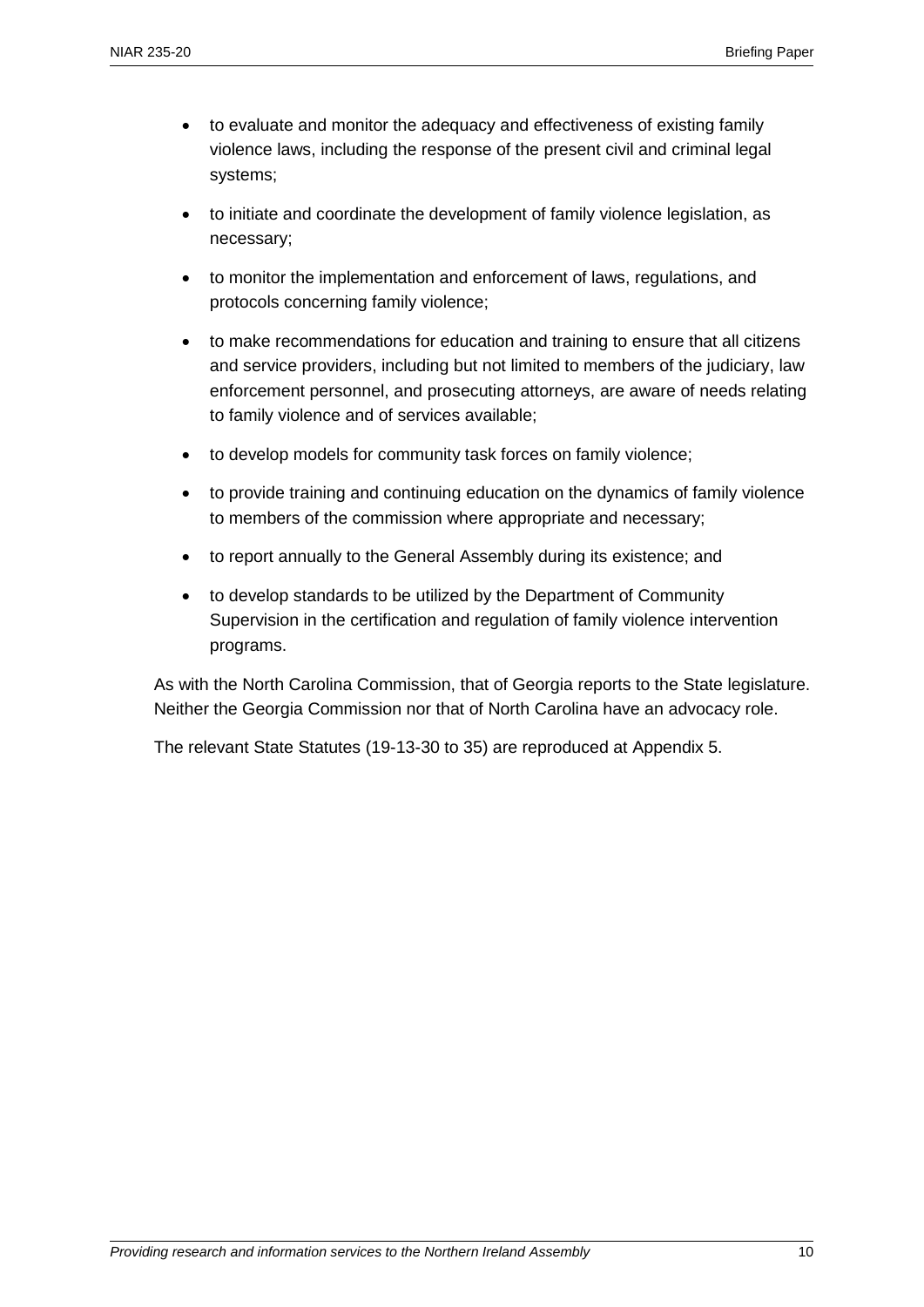- to evaluate and monitor the adequacy and effectiveness of existing family violence laws, including the response of the present civil and criminal legal systems;
- to initiate and coordinate the development of family violence legislation, as necessary;
- to monitor the implementation and enforcement of laws, regulations, and protocols concerning family violence;
- to make recommendations for education and training to ensure that all citizens and service providers, including but not limited to members of the judiciary, law enforcement personnel, and prosecuting attorneys, are aware of needs relating to family violence and of services available;
- to develop models for community task forces on family violence;
- to provide training and continuing education on the dynamics of family violence to members of the commission where appropriate and necessary;
- to report annually to the General Assembly during its existence; and
- to develop standards to be utilized by the Department of Community Supervision in the certification and regulation of family violence intervention programs.

As with the North Carolina Commission, that of Georgia reports to the State legislature. Neither the Georgia Commission nor that of North Carolina have an advocacy role.

The relevant State Statutes (19-13-30 to 35) are reproduced at Appendix 5.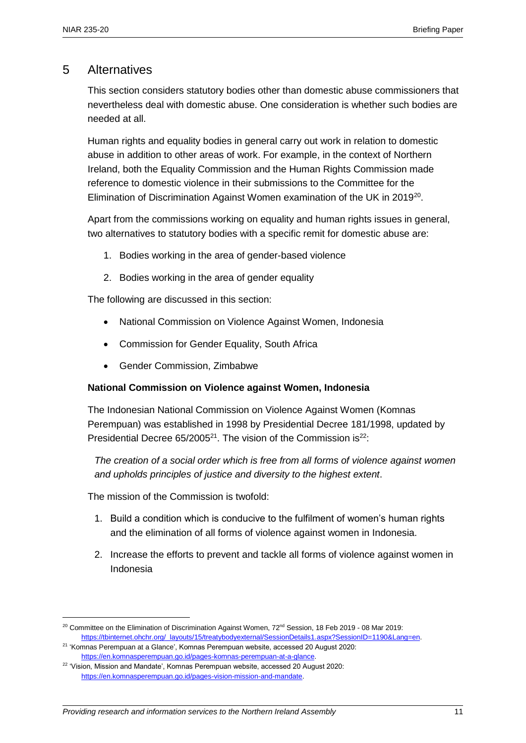## 5 Alternatives

This section considers statutory bodies other than domestic abuse commissioners that nevertheless deal with domestic abuse. One consideration is whether such bodies are needed at all.

Human rights and equality bodies in general carry out work in relation to domestic abuse in addition to other areas of work. For example, in the context of Northern Ireland, both the Equality Commission and the Human Rights Commission made reference to domestic violence in their submissions to the Committee for the Elimination of Discrimination Against Women examination of the UK in 2019[20].

Apart from the commissions working on equality and human rights issues in general, two alternatives to statutory bodies with a specific remit for domestic abuse are:

1. Bodies working in the area of gender-based violence
2. Bodies working in the area of gender equality

The following are discussed in this section:

- National Commission on Violence Against Women, Indonesia
- Commission for Gender Equality, South Africa
- Gender Commission, Zimbabwe

**National Commission on Violence against Women, Indonesia**

The Indonesian National Commission on Violence Against Women (Komnas Perempuan) was established in 1998 by Presidential Decree 181/1998, updated by Presidential Decree 65/2005[21]. The vision of the Commission is[22]:

> *The creation of a social order which is free from all forms of violence against women and upholds principles of justice and diversity to the highest extent*.

The mission of the Commission is twofold:

1. Build a condition which is conducive to the fulfilment of women's human rights and the elimination of all forms of violence against women in Indonesia.
2. Increase the efforts to prevent and tackle all forms of violence against women in Indonesia

---

[20] Committee on the Elimination of Discrimination Against Women, 72nd Session, 18 Feb 2019 - 08 Mar 2019: https://tbinternet.ohchr.org/_layouts/15/treatybodyexternal/SessionDetails1.aspx?SessionID=1190&Lang=en.

[21] 'Komnas Perempuan at a Glance', Komnas Perempuan website, accessed 20 August 2020: https://en.komnasperempuan.go.id/pages-komnas-perempuan-at-a-glance.

[22] 'Vision, Mission and Mandate', Komnas Perempuan website, accessed 20 August 2020: https://en.komnasperempuan.go.id/pages-vision-mission-and-mandate.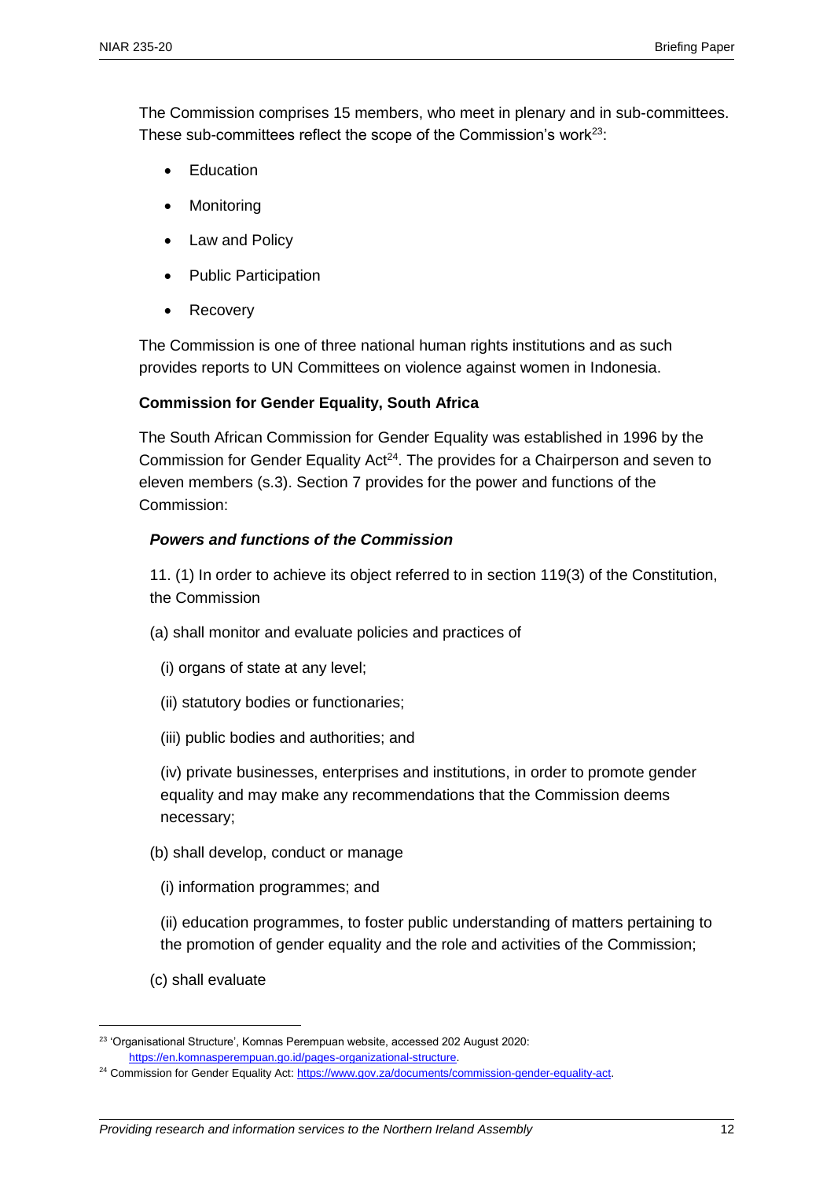The Commission comprises 15 members, who meet in plenary and in sub-committees. These sub-committees reflect the scope of the Commission's work[23]:

- Education
- Monitoring
- Law and Policy
- Public Participation
- Recovery

The Commission is one of three national human rights institutions and as such provides reports to UN Committees on violence against women in Indonesia.

**Commission for Gender Equality, South Africa**

The South African Commission for Gender Equality was established in 1996 by the Commission for Gender Equality Act[24]. The provides for a Chairperson and seven to eleven members (s.3). Section 7 provides for the power and functions of the Commission:

> ***Powers and functions of the Commission***
>
> 11. (1) In order to achieve its object referred to in section 119(3) of the Constitution, the Commission
>
> (a) shall monitor and evaluate policies and practices of
>
> (i) organs of state at any level;
>
> (ii) statutory bodies or functionaries;
>
> (iii) public bodies and authorities; and
>
> (iv) private businesses, enterprises and institutions, in order to promote gender equality and may make any recommendations that the Commission deems necessary;
>
> (b) shall develop, conduct or manage
>
> (i) information programmes; and
>
> (ii) education programmes, to foster public understanding of matters pertaining to the promotion of gender equality and the role and activities of the Commission;
>
> (c) shall evaluate

[23] 'Organisational Structure', Komnas Perempuan website, accessed 202 August 2020: https://en.komnasperempuan.go.id/pages-organizational-structure.

[24] Commission for Gender Equality Act: https://www.gov.za/documents/commission-gender-equality-act.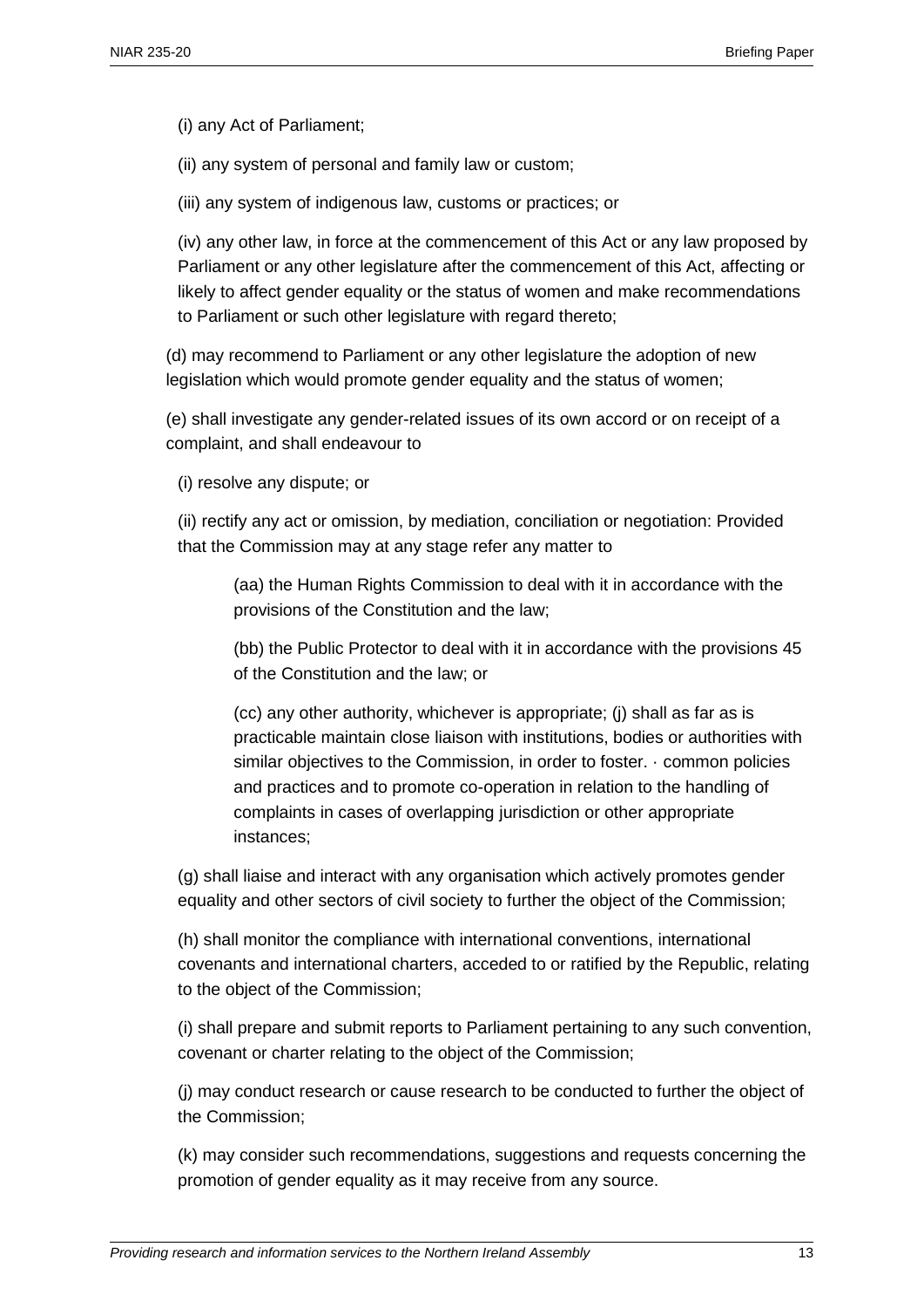(i) any Act of Parliament;

(ii) any system of personal and family law or custom;

(iii) any system of indigenous law, customs or practices; or

(iv) any other law, in force at the commencement of this Act or any law proposed by Parliament or any other legislature after the commencement of this Act, affecting or likely to affect gender equality or the status of women and make recommendations to Parliament or such other legislature with regard thereto;

(d) may recommend to Parliament or any other legislature the adoption of new legislation which would promote gender equality and the status of women;

(e) shall investigate any gender-related issues of its own accord or on receipt of a complaint, and shall endeavour to

(i) resolve any dispute; or

(ii) rectify any act or omission, by mediation, conciliation or negotiation: Provided that the Commission may at any stage refer any matter to

(aa) the Human Rights Commission to deal with it in accordance with the provisions of the Constitution and the law;

(bb) the Public Protector to deal with it in accordance with the provisions 45 of the Constitution and the law; or

(cc) any other authority, whichever is appropriate; (j) shall as far as is practicable maintain close liaison with institutions, bodies or authorities with similar objectives to the Commission, in order to foster. · common policies and practices and to promote co-operation in relation to the handling of complaints in cases of overlapping jurisdiction or other appropriate instances;

(g) shall liaise and interact with any organisation which actively promotes gender equality and other sectors of civil society to further the object of the Commission;

(h) shall monitor the compliance with international conventions, international covenants and international charters, acceded to or ratified by the Republic, relating to the object of the Commission;

(i) shall prepare and submit reports to Parliament pertaining to any such convention, covenant or charter relating to the object of the Commission;

(j) may conduct research or cause research to be conducted to further the object of the Commission;

(k) may consider such recommendations, suggestions and requests concerning the promotion of gender equality as it may receive from any source.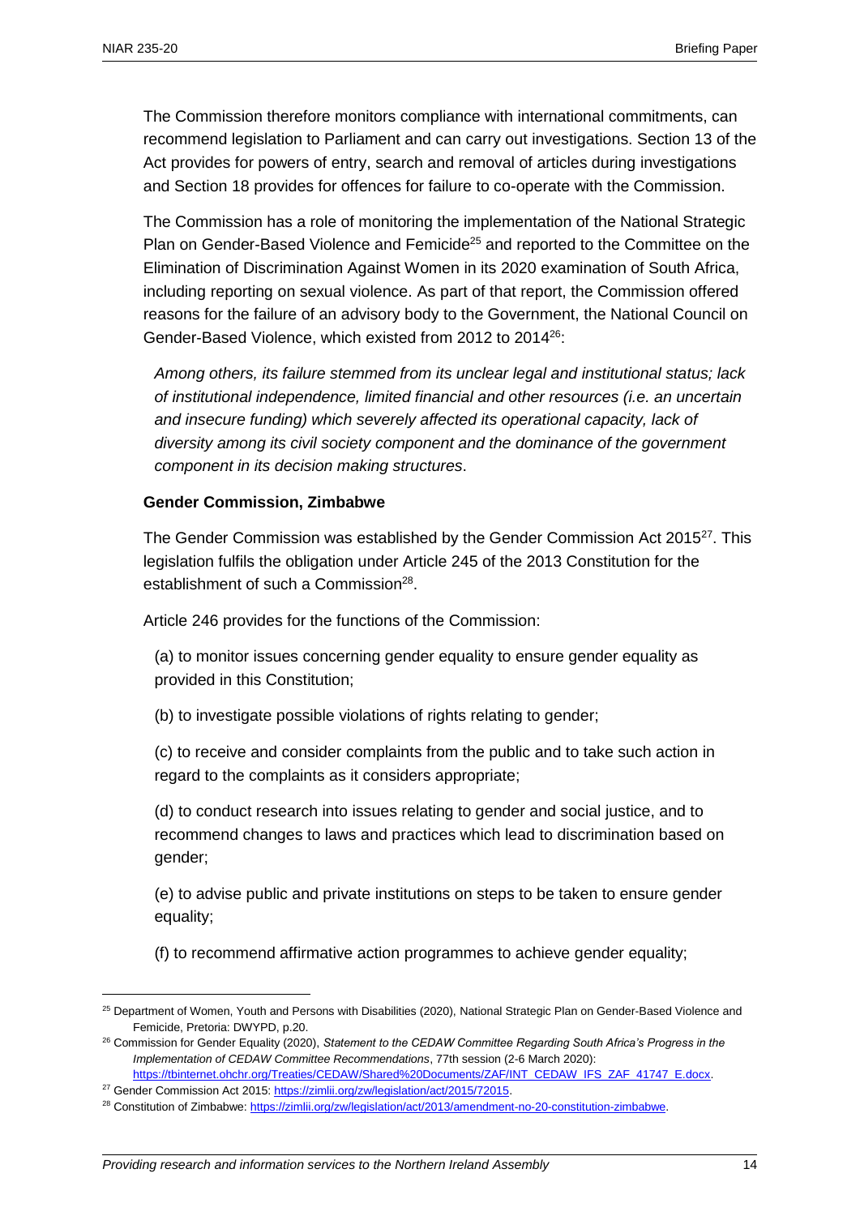The Commission therefore monitors compliance with international commitments, can recommend legislation to Parliament and can carry out investigations. Section 13 of the Act provides for powers of entry, search and removal of articles during investigations and Section 18 provides for offences for failure to co-operate with the Commission.

The Commission has a role of monitoring the implementation of the National Strategic Plan on Gender-Based Violence and Femicide[25] and reported to the Committee on the Elimination of Discrimination Against Women in its 2020 examination of South Africa, including reporting on sexual violence. As part of that report, the Commission offered reasons for the failure of an advisory body to the Government, the National Council on Gender-Based Violence, which existed from 2012 to 2014[26]:

> *Among others, its failure stemmed from its unclear legal and institutional status; lack of institutional independence, limited financial and other resources (i.e. an uncertain and insecure funding) which severely affected its operational capacity, lack of diversity among its civil society component and the dominance of the government component in its decision making structures*.

**Gender Commission, Zimbabwe**

The Gender Commission was established by the Gender Commission Act 2015[27]. This legislation fulfils the obligation under Article 245 of the 2013 Constitution for the establishment of such a Commission[28].

Article 246 provides for the functions of the Commission:

(a) to monitor issues concerning gender equality to ensure gender equality as provided in this Constitution;

(b) to investigate possible violations of rights relating to gender;

(c) to receive and consider complaints from the public and to take such action in regard to the complaints as it considers appropriate;

(d) to conduct research into issues relating to gender and social justice, and to recommend changes to laws and practices which lead to discrimination based on gender;

(e) to advise public and private institutions on steps to be taken to ensure gender equality;

(f) to recommend affirmative action programmes to achieve gender equality;

---

[25] Department of Women, Youth and Persons with Disabilities (2020), National Strategic Plan on Gender-Based Violence and Femicide, Pretoria: DWYPD, p.20.

[26] Commission for Gender Equality (2020), *Statement to the CEDAW Committee Regarding South Africa's Progress in the Implementation of CEDAW Committee Recommendations*, 77th session (2-6 March 2020): https://tbinternet.ohchr.org/Treaties/CEDAW/Shared%20Documents/ZAF/INT_CEDAW_IFS_ZAF_41747_E.docx.

[27] Gender Commission Act 2015: https://zimlii.org/zw/legislation/act/2015/72015.

[28] Constitution of Zimbabwe: https://zimlii.org/zw/legislation/act/2013/amendment-no-20-constitution-zimbabwe.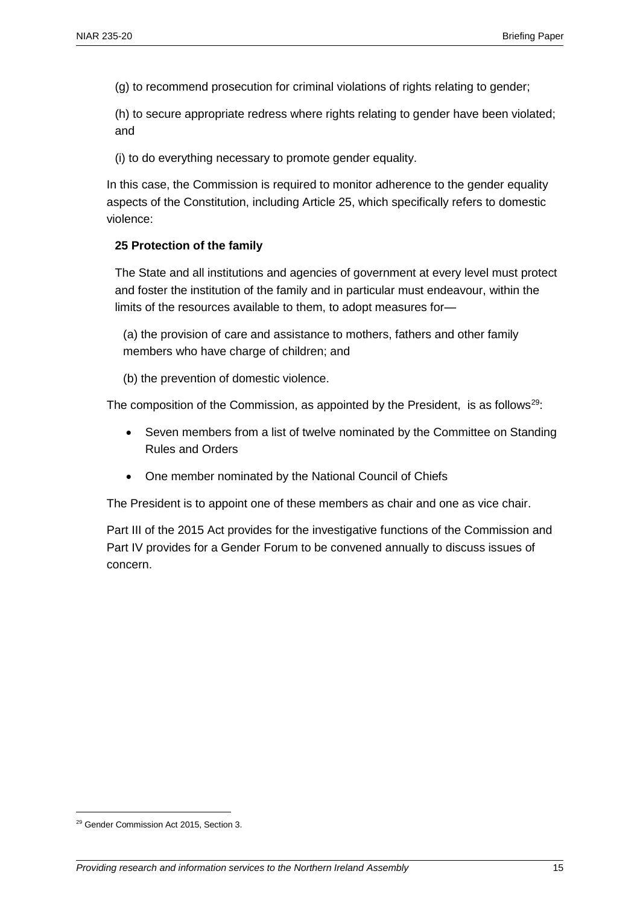(g) to recommend prosecution for criminal violations of rights relating to gender;

(h) to secure appropriate redress where rights relating to gender have been violated; and

(i) to do everything necessary to promote gender equality.

In this case, the Commission is required to monitor adherence to the gender equality aspects of the Constitution, including Article 25, which specifically refers to domestic violence:

**25 Protection of the family**

The State and all institutions and agencies of government at every level must protect and foster the institution of the family and in particular must endeavour, within the limits of the resources available to them, to adopt measures for—

(a) the provision of care and assistance to mothers, fathers and other family members who have charge of children; and

(b) the prevention of domestic violence.

The composition of the Commission, as appointed by the President, is as follows[29]:

- Seven members from a list of twelve nominated by the Committee on Standing Rules and Orders
- One member nominated by the National Council of Chiefs

The President is to appoint one of these members as chair and one as vice chair.

Part III of the 2015 Act provides for the investigative functions of the Commission and Part IV provides for a Gender Forum to be convened annually to discuss issues of concern.

[29] Gender Commission Act 2015, Section 3.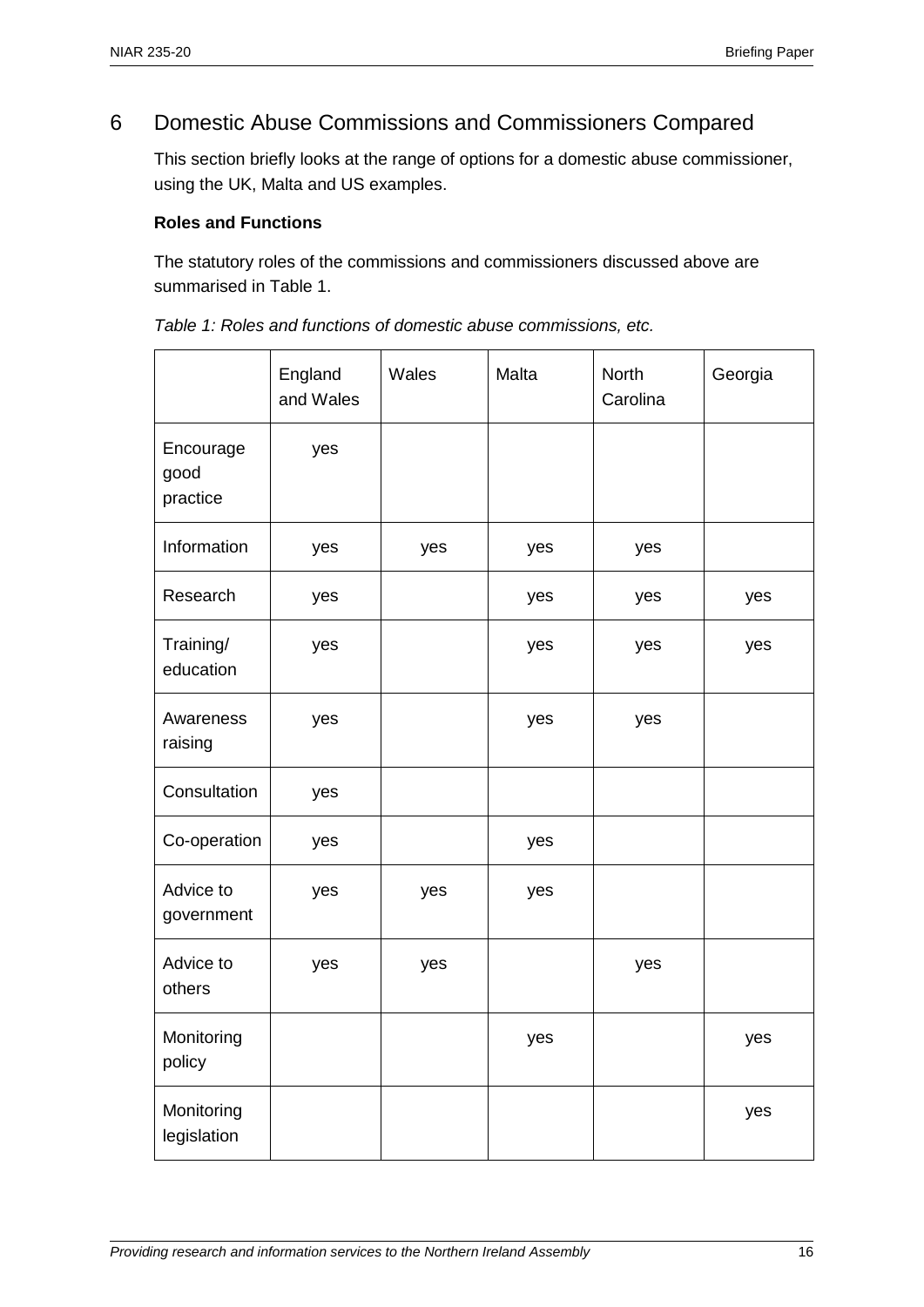## 6 Domestic Abuse Commissions and Commissioners Compared

This section briefly looks at the range of options for a domestic abuse commissioner, using the UK, Malta and US examples.

**Roles and Functions**

The statutory roles of the commissions and commissioners discussed above are summarised in Table 1.

*Table 1: Roles and functions of domestic abuse commissions, etc.*

| | England and Wales | Wales | Malta | North Carolina | Georgia |
|---|---|---|---|---|---|
| Encourage good practice | yes | | | | |
| Information | yes | yes | yes | yes | |
| Research | yes | | yes | yes | yes |
| Training/ education | yes | | yes | yes | yes |
| Awareness raising | yes | | yes | yes | |
| Consultation | yes | | | | |
| Co-operation | yes | | yes | | |
| Advice to government | yes | yes | yes | | |
| Advice to others | yes | yes | | yes | |
| Monitoring policy | | | yes | | yes |
| Monitoring legislation | | | | | yes |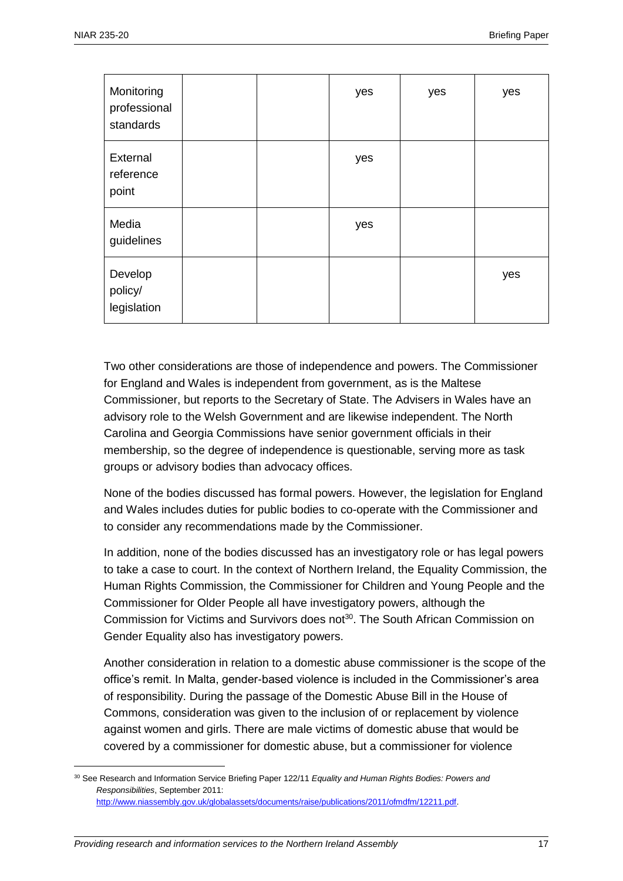| | | | | | |
|---|---|---|---|---|---|
| Monitoring professional standards | | | yes | yes | yes |
| External reference point | | | yes | | |
| Media guidelines | | | yes | | |
| Develop policy/ legislation | | | | | yes |

Two other considerations are those of independence and powers. The Commissioner for England and Wales is independent from government, as is the Maltese Commissioner, but reports to the Secretary of State. The Advisers in Wales have an advisory role to the Welsh Government and are likewise independent. The North Carolina and Georgia Commissions have senior government officials in their membership, so the degree of independence is questionable, serving more as task groups or advisory bodies than advocacy offices.

None of the bodies discussed has formal powers. However, the legislation for England and Wales includes duties for public bodies to co-operate with the Commissioner and to consider any recommendations made by the Commissioner.

In addition, none of the bodies discussed has an investigatory role or has legal powers to take a case to court. In the context of Northern Ireland, the Equality Commission, the Human Rights Commission, the Commissioner for Children and Young People and the Commissioner for Older People all have investigatory powers, although the Commission for Victims and Survivors does not[30]. The South African Commission on Gender Equality also has investigatory powers.

Another consideration in relation to a domestic abuse commissioner is the scope of the office's remit. In Malta, gender-based violence is included in the Commissioner's area of responsibility. During the passage of the Domestic Abuse Bill in the House of Commons, consideration was given to the inclusion of or replacement by violence against women and girls. There are male victims of domestic abuse that would be covered by a commissioner for domestic abuse, but a commissioner for violence

[30] See Research and Information Service Briefing Paper 122/11 *Equality and Human Rights Bodies: Powers and Responsibilities*, September 2011: http://www.niassembly.gov.uk/globalassets/documents/raise/publications/2011/ofmdfm/12211.pdf.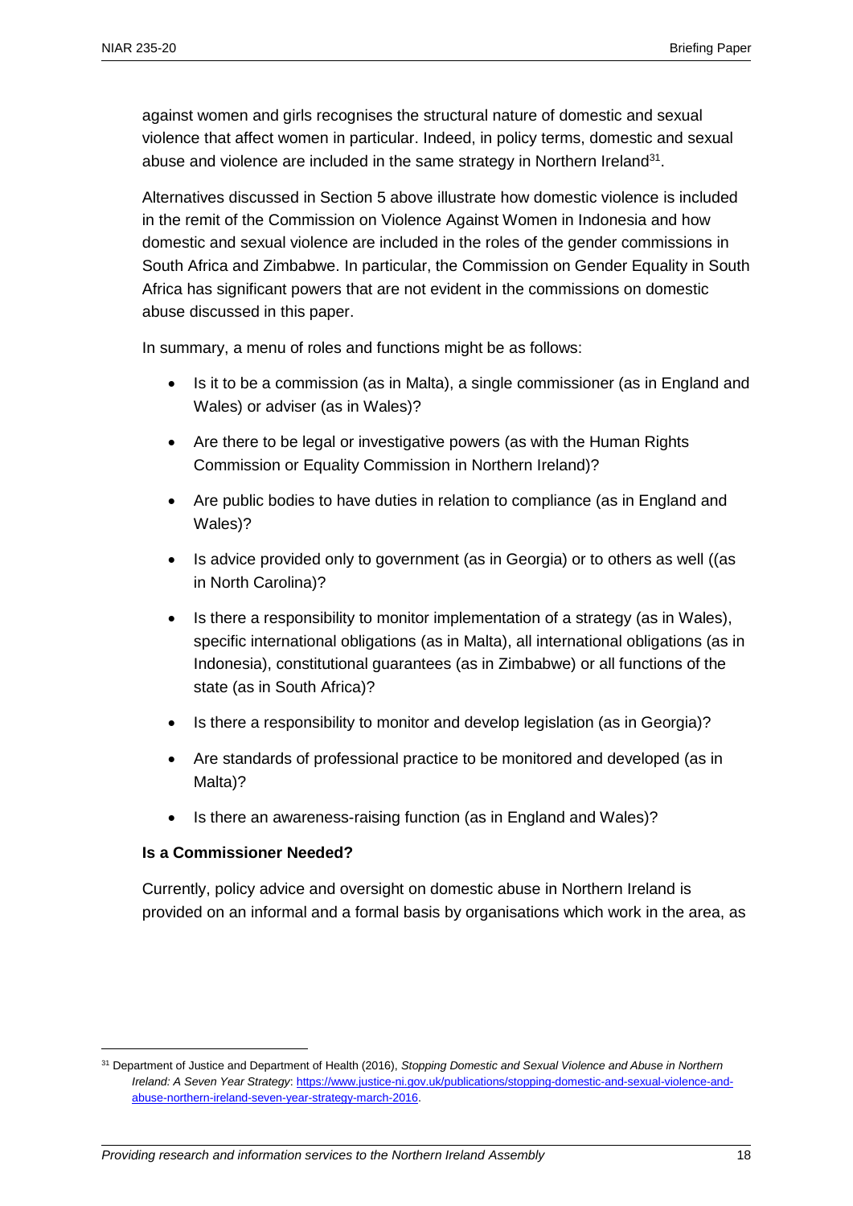against women and girls recognises the structural nature of domestic and sexual violence that affect women in particular. Indeed, in policy terms, domestic and sexual abuse and violence are included in the same strategy in Northern Ireland[31].

Alternatives discussed in Section 5 above illustrate how domestic violence is included in the remit of the Commission on Violence Against Women in Indonesia and how domestic and sexual violence are included in the roles of the gender commissions in South Africa and Zimbabwe. In particular, the Commission on Gender Equality in South Africa has significant powers that are not evident in the commissions on domestic abuse discussed in this paper.

In summary, a menu of roles and functions might be as follows:

- Is it to be a commission (as in Malta), a single commissioner (as in England and Wales) or adviser (as in Wales)?
- Are there to be legal or investigative powers (as with the Human Rights Commission or Equality Commission in Northern Ireland)?
- Are public bodies to have duties in relation to compliance (as in England and Wales)?
- Is advice provided only to government (as in Georgia) or to others as well ((as in North Carolina)?
- Is there a responsibility to monitor implementation of a strategy (as in Wales), specific international obligations (as in Malta), all international obligations (as in Indonesia), constitutional guarantees (as in Zimbabwe) or all functions of the state (as in South Africa)?
- Is there a responsibility to monitor and develop legislation (as in Georgia)?
- Are standards of professional practice to be monitored and developed (as in Malta)?
- Is there an awareness-raising function (as in England and Wales)?

**Is a Commissioner Needed?**

Currently, policy advice and oversight on domestic abuse in Northern Ireland is provided on an informal and a formal basis by organisations which work in the area, as

[31] Department of Justice and Department of Health (2016), *Stopping Domestic and Sexual Violence and Abuse in Northern Ireland: A Seven Year Strategy*: https://www.justice-ni.gov.uk/publications/stopping-domestic-and-sexual-violence-and-abuse-northern-ireland-seven-year-strategy-march-2016.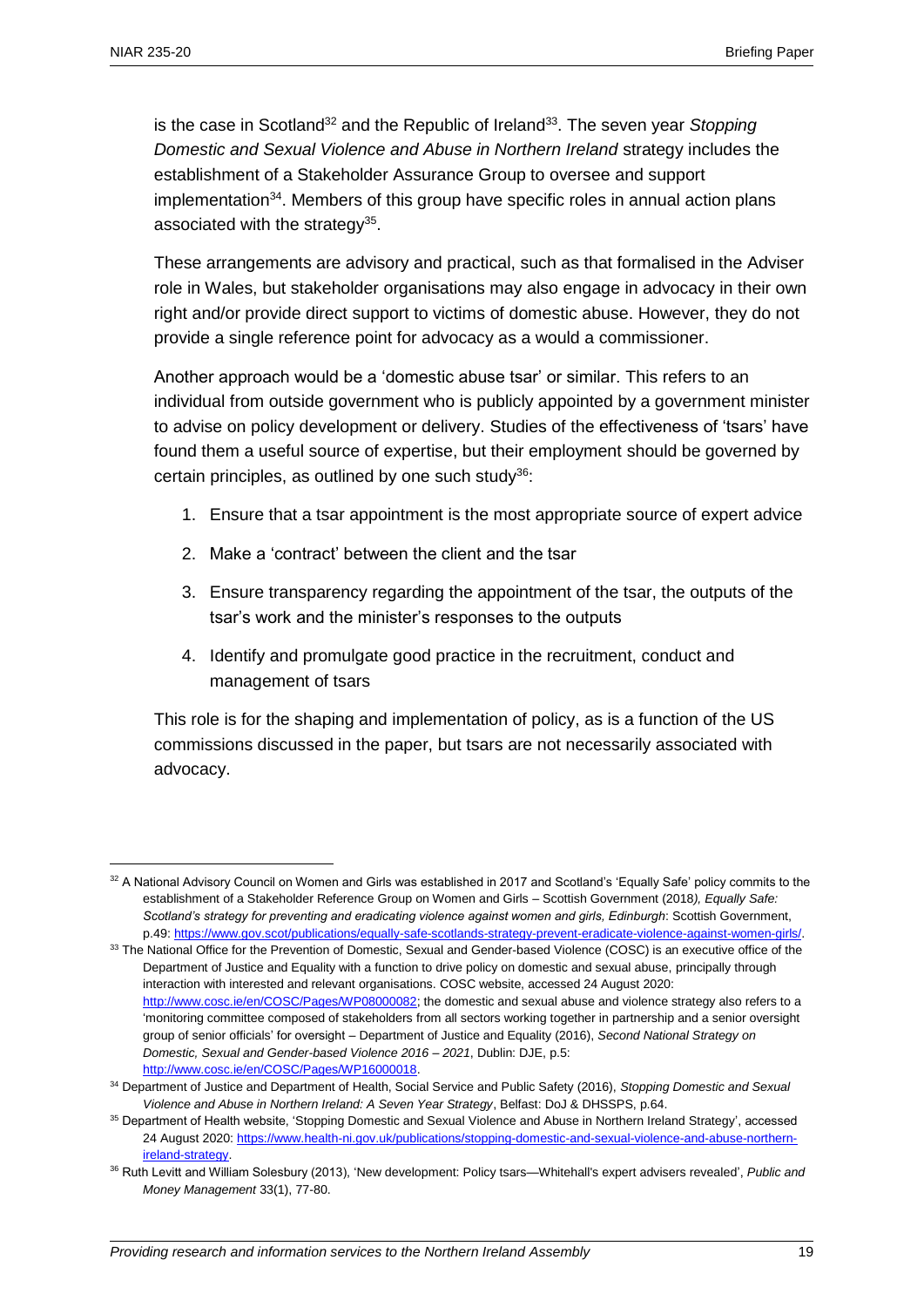is the case in Scotland[32] and the Republic of Ireland[33]. The seven year *Stopping Domestic and Sexual Violence and Abuse in Northern Ireland* strategy includes the establishment of a Stakeholder Assurance Group to oversee and support implementation[34]. Members of this group have specific roles in annual action plans associated with the strategy[35].

These arrangements are advisory and practical, such as that formalised in the Adviser role in Wales, but stakeholder organisations may also engage in advocacy in their own right and/or provide direct support to victims of domestic abuse. However, they do not provide a single reference point for advocacy as a would a commissioner.

Another approach would be a 'domestic abuse tsar' or similar. This refers to an individual from outside government who is publicly appointed by a government minister to advise on policy development or delivery. Studies of the effectiveness of 'tsars' have found them a useful source of expertise, but their employment should be governed by certain principles, as outlined by one such study[36]:

1. Ensure that a tsar appointment is the most appropriate source of expert advice
2. Make a 'contract' between the client and the tsar
3. Ensure transparency regarding the appointment of the tsar, the outputs of the tsar's work and the minister's responses to the outputs
4. Identify and promulgate good practice in the recruitment, conduct and management of tsars

This role is for the shaping and implementation of policy, as is a function of the US commissions discussed in the paper, but tsars are not necessarily associated with advocacy.

---

[32] A National Advisory Council on Women and Girls was established in 2017 and Scotland's 'Equally Safe' policy commits to the establishment of a Stakeholder Reference Group on Women and Girls – Scottish Government (2018*), Equally Safe: Scotland's strategy for preventing and eradicating violence against women and girls, Edinburgh*: Scottish Government, p.49: https://www.gov.scot/publications/equally-safe-scotlands-strategy-prevent-eradicate-violence-against-women-girls/.

[33] The National Office for the Prevention of Domestic, Sexual and Gender-based Violence (COSC) is an executive office of the Department of Justice and Equality with a function to drive policy on domestic and sexual abuse, principally through interaction with interested and relevant organisations. COSC website, accessed 24 August 2020: http://www.cosc.ie/en/COSC/Pages/WP08000082; the domestic and sexual abuse and violence strategy also refers to a 'monitoring committee composed of stakeholders from all sectors working together in partnership and a senior oversight group of senior officials' for oversight – Department of Justice and Equality (2016), *Second National Strategy on Domestic, Sexual and Gender-based Violence 2016 – 2021*, Dublin: DJE, p.5: http://www.cosc.ie/en/COSC/Pages/WP16000018.

[34] Department of Justice and Department of Health, Social Service and Public Safety (2016), *Stopping Domestic and Sexual Violence and Abuse in Northern Ireland: A Seven Year Strategy*, Belfast: DoJ & DHSSPS, p.64.

[35] Department of Health website, 'Stopping Domestic and Sexual Violence and Abuse in Northern Ireland Strategy', accessed 24 August 2020: https://www.health-ni.gov.uk/publications/stopping-domestic-and-sexual-violence-and-abuse-northern-ireland-strategy.

[36] Ruth Levitt and William Solesbury (2013), 'New development: Policy tsars—Whitehall's expert advisers revealed', *Public and Money Management* 33(1), 77-80.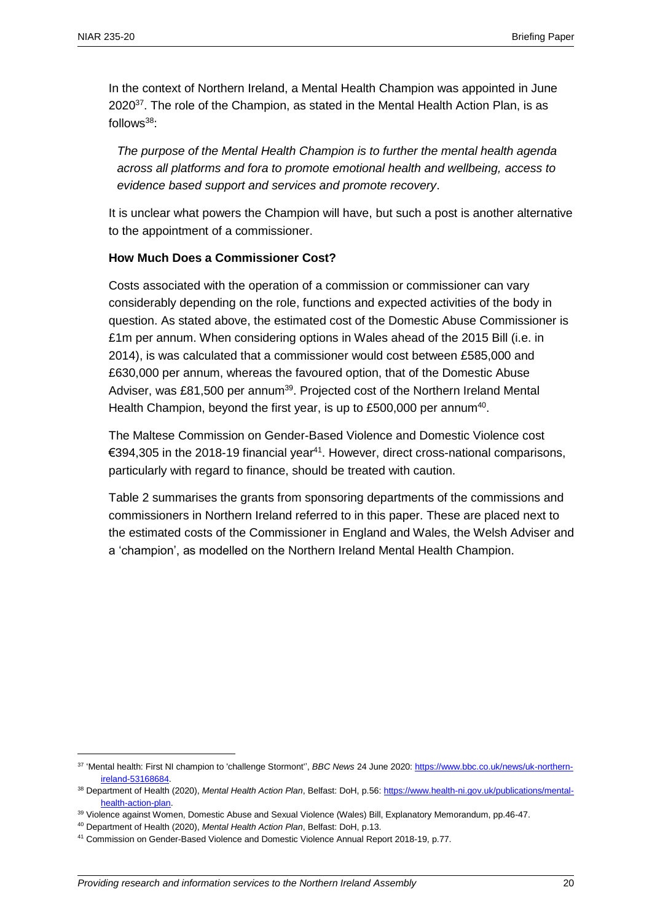In the context of Northern Ireland, a Mental Health Champion was appointed in June 2020[37]. The role of the Champion, as stated in the Mental Health Action Plan, is as follows[38]:

> *The purpose of the Mental Health Champion is to further the mental health agenda across all platforms and fora to promote emotional health and wellbeing, access to evidence based support and services and promote recovery*.

It is unclear what powers the Champion will have, but such a post is another alternative to the appointment of a commissioner.

**How Much Does a Commissioner Cost?**

Costs associated with the operation of a commission or commissioner can vary considerably depending on the role, functions and expected activities of the body in question. As stated above, the estimated cost of the Domestic Abuse Commissioner is £1m per annum. When considering options in Wales ahead of the 2015 Bill (i.e. in 2014), is was calculated that a commissioner would cost between £585,000 and £630,000 per annum, whereas the favoured option, that of the Domestic Abuse Adviser, was £81,500 per annum[39]. Projected cost of the Northern Ireland Mental Health Champion, beyond the first year, is up to £500,000 per annum[40].

The Maltese Commission on Gender-Based Violence and Domestic Violence cost €394,305 in the 2018-19 financial year[41]. However, direct cross-national comparisons, particularly with regard to finance, should be treated with caution.

Table 2 summarises the grants from sponsoring departments of the commissions and commissioners in Northern Ireland referred to in this paper. These are placed next to the estimated costs of the Commissioner in England and Wales, the Welsh Adviser and a 'champion', as modelled on the Northern Ireland Mental Health Champion.

---

[37] 'Mental health: First NI champion to 'challenge Stormont'', *BBC News* 24 June 2020: https://www.bbc.co.uk/news/uk-northern-ireland-53168684.

[38] Department of Health (2020), *Mental Health Action Plan*, Belfast: DoH, p.56: https://www.health-ni.gov.uk/publications/mental-health-action-plan.

[39] Violence against Women, Domestic Abuse and Sexual Violence (Wales) Bill, Explanatory Memorandum, pp.46-47.

[40] Department of Health (2020), *Mental Health Action Plan*, Belfast: DoH, p.13.

[41] Commission on Gender-Based Violence and Domestic Violence Annual Report 2018-19, p.77.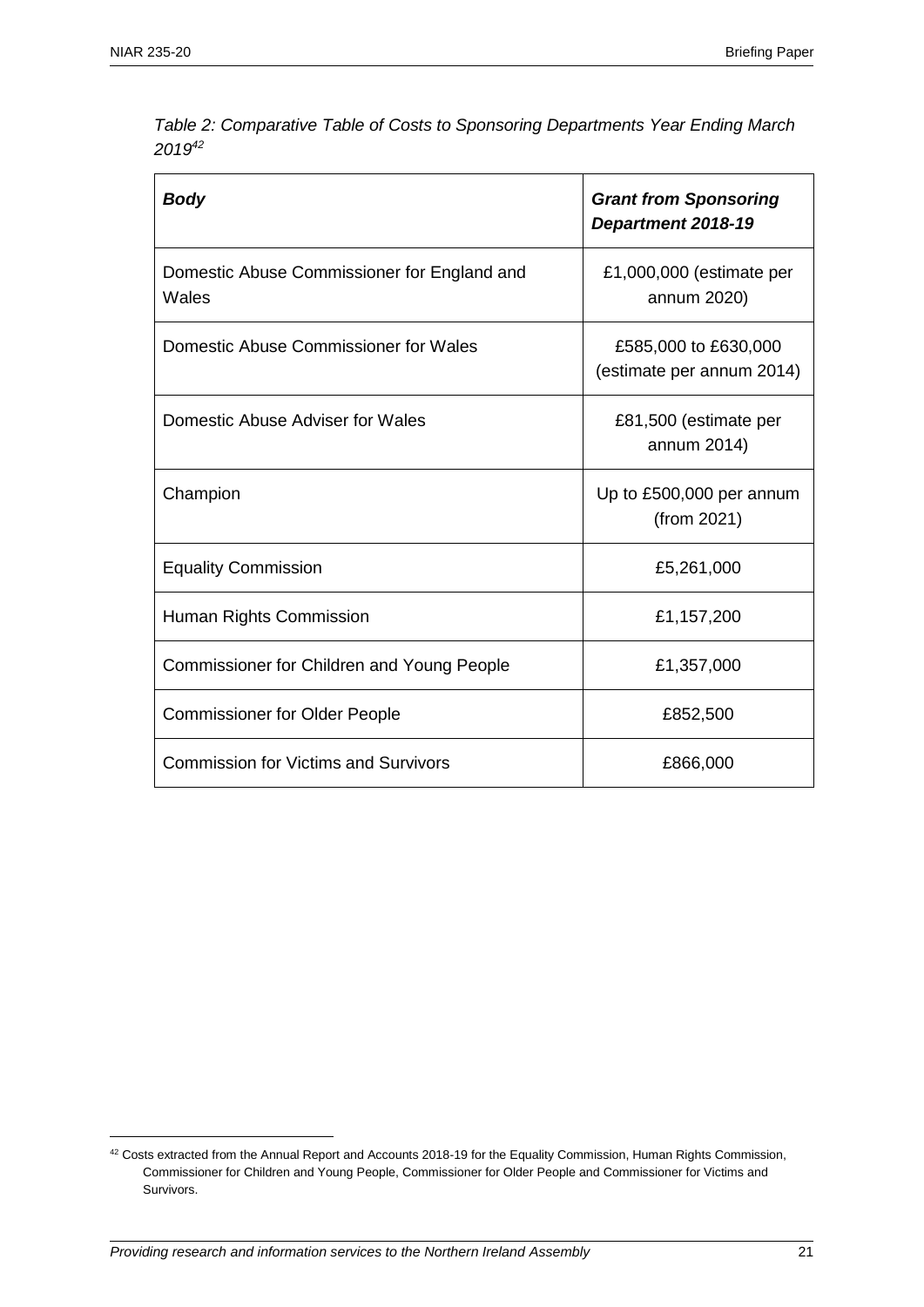*Table 2: Comparative Table of Costs to Sponsoring Departments Year Ending March 2019*[42]

| ***Body*** | ***Grant from Sponsoring Department 2018-19*** |
|---|---|
| Domestic Abuse Commissioner for England and Wales | £1,000,000 (estimate per annum 2020) |
| Domestic Abuse Commissioner for Wales | £585,000 to £630,000 (estimate per annum 2014) |
| Domestic Abuse Adviser for Wales | £81,500 (estimate per annum 2014) |
| Champion | Up to £500,000 per annum (from 2021) |
| Equality Commission | £5,261,000 |
| Human Rights Commission | £1,157,200 |
| Commissioner for Children and Young People | £1,357,000 |
| Commissioner for Older People | £852,500 |
| Commission for Victims and Survivors | £866,000 |

[42] Costs extracted from the Annual Report and Accounts 2018-19 for the Equality Commission, Human Rights Commission, Commissioner for Children and Young People, Commissioner for Older People and Commissioner for Victims and Survivors.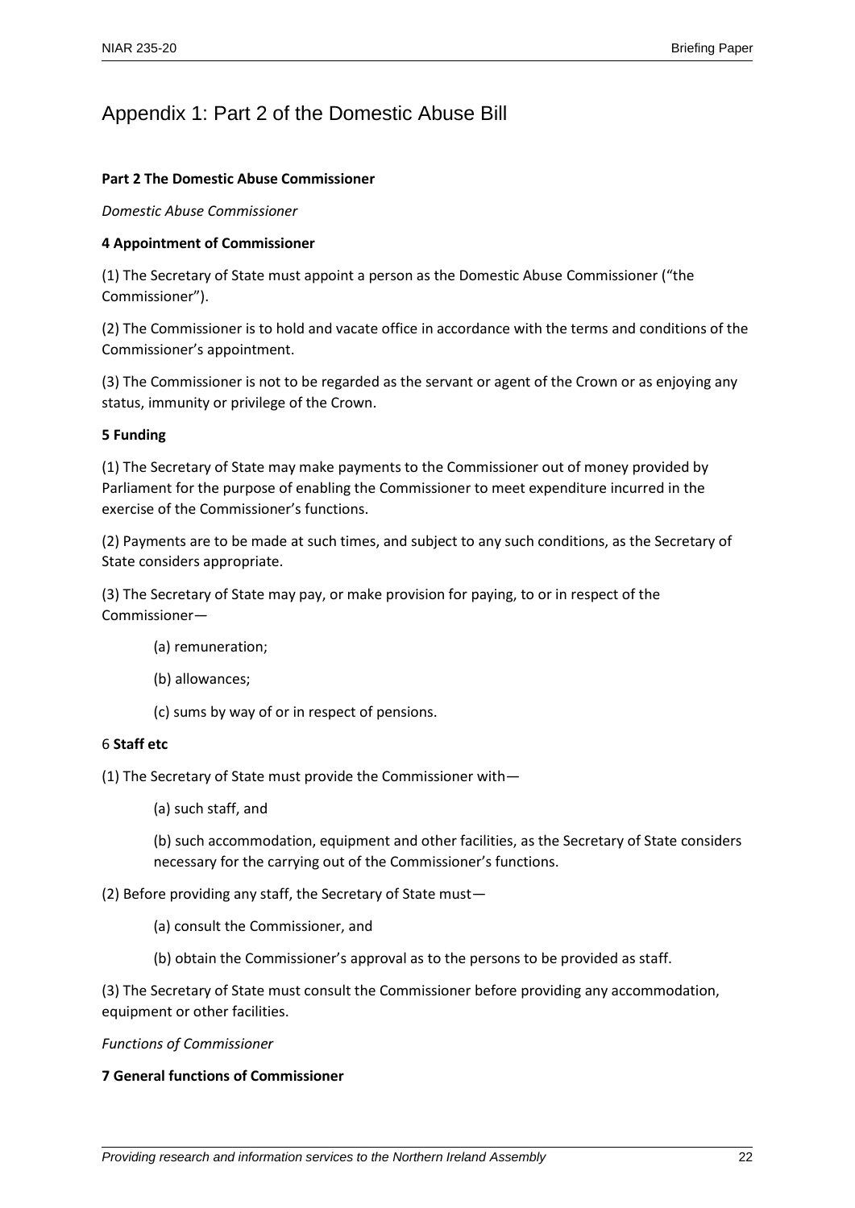## Appendix 1: Part 2 of the Domestic Abuse Bill

**Part 2 The Domestic Abuse Commissioner**

*Domestic Abuse Commissioner*

**4 Appointment of Commissioner**

(1) The Secretary of State must appoint a person as the Domestic Abuse Commissioner ("the Commissioner").

(2) The Commissioner is to hold and vacate office in accordance with the terms and conditions of the Commissioner's appointment.

(3) The Commissioner is not to be regarded as the servant or agent of the Crown or as enjoying any status, immunity or privilege of the Crown.

**5 Funding**

(1) The Secretary of State may make payments to the Commissioner out of money provided by Parliament for the purpose of enabling the Commissioner to meet expenditure incurred in the exercise of the Commissioner's functions.

(2) Payments are to be made at such times, and subject to any such conditions, as the Secretary of State considers appropriate.

(3) The Secretary of State may pay, or make provision for paying, to or in respect of the Commissioner—

(a) remuneration;

(b) allowances;

(c) sums by way of or in respect of pensions.

6 **Staff etc**

(1) The Secretary of State must provide the Commissioner with—

(a) such staff, and

(b) such accommodation, equipment and other facilities, as the Secretary of State considers necessary for the carrying out of the Commissioner's functions.

(2) Before providing any staff, the Secretary of State must—

(a) consult the Commissioner, and

(b) obtain the Commissioner's approval as to the persons to be provided as staff.

(3) The Secretary of State must consult the Commissioner before providing any accommodation, equipment or other facilities.

*Functions of Commissioner*

**7 General functions of Commissioner**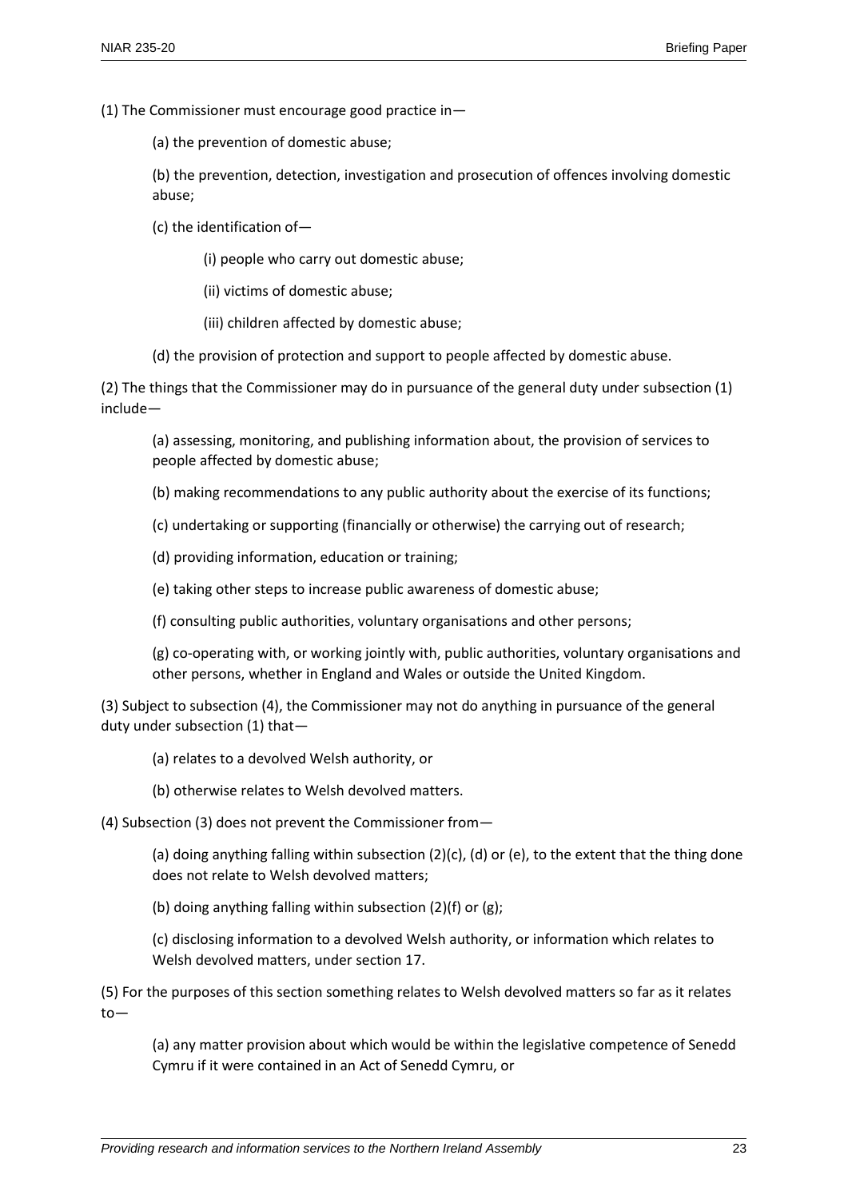(1) The Commissioner must encourage good practice in—

(a) the prevention of domestic abuse;

(b) the prevention, detection, investigation and prosecution of offences involving domestic abuse;

(c) the identification of—

(i) people who carry out domestic abuse;

(ii) victims of domestic abuse;

(iii) children affected by domestic abuse;

(d) the provision of protection and support to people affected by domestic abuse.

(2) The things that the Commissioner may do in pursuance of the general duty under subsection (1) include—

(a) assessing, monitoring, and publishing information about, the provision of services to people affected by domestic abuse;

(b) making recommendations to any public authority about the exercise of its functions;

(c) undertaking or supporting (financially or otherwise) the carrying out of research;

(d) providing information, education or training;

(e) taking other steps to increase public awareness of domestic abuse;

(f) consulting public authorities, voluntary organisations and other persons;

(g) co-operating with, or working jointly with, public authorities, voluntary organisations and other persons, whether in England and Wales or outside the United Kingdom.

(3) Subject to subsection (4), the Commissioner may not do anything in pursuance of the general duty under subsection (1) that—

(a) relates to a devolved Welsh authority, or

(b) otherwise relates to Welsh devolved matters.

(4) Subsection (3) does not prevent the Commissioner from—

(a) doing anything falling within subsection (2)(c), (d) or (e), to the extent that the thing done does not relate to Welsh devolved matters;

(b) doing anything falling within subsection (2)(f) or (g);

(c) disclosing information to a devolved Welsh authority, or information which relates to Welsh devolved matters, under section 17.

(5) For the purposes of this section something relates to Welsh devolved matters so far as it relates to—

(a) any matter provision about which would be within the legislative competence of Senedd Cymru if it were contained in an Act of Senedd Cymru, or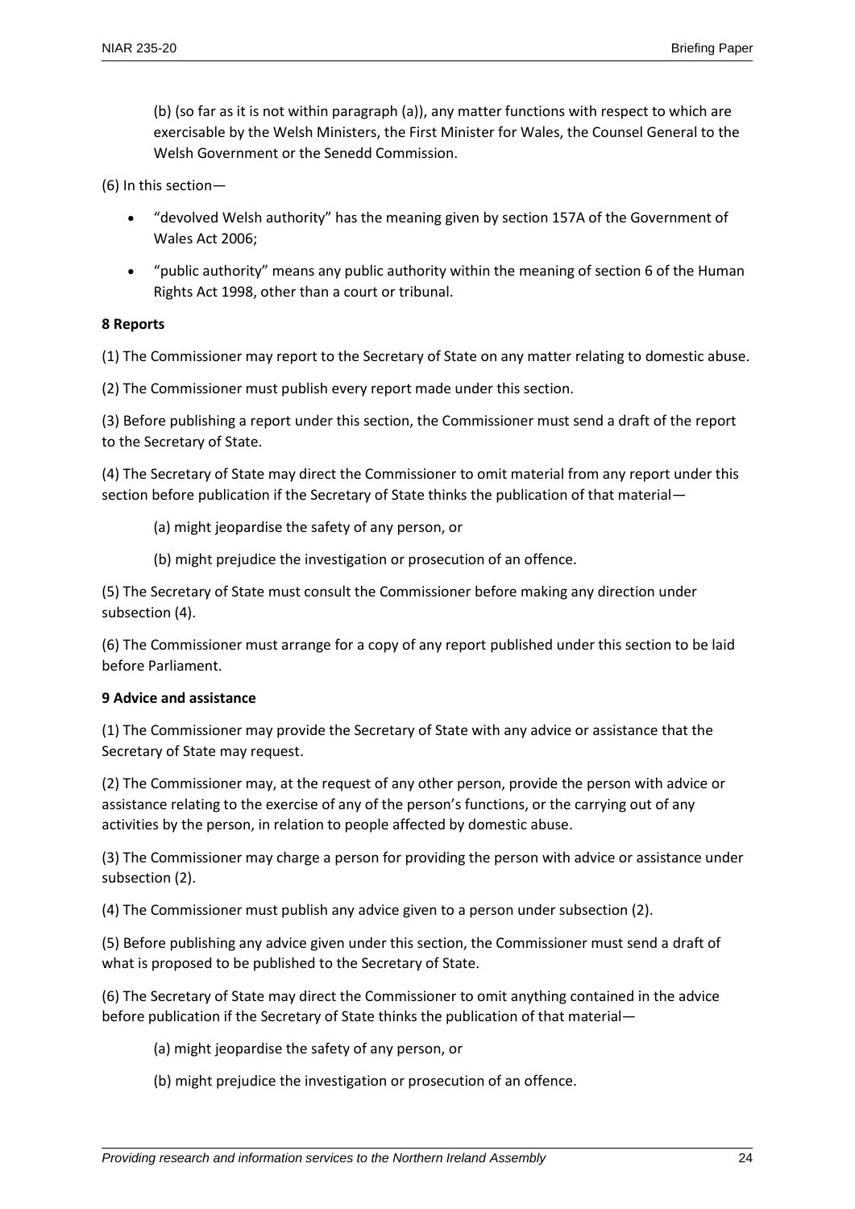(b) (so far as it is not within paragraph (a)), any matter functions with respect to which are exercisable by the Welsh Ministers, the First Minister for Wales, the Counsel General to the Welsh Government or the Senedd Commission.

(6) In this section—

- "devolved Welsh authority" has the meaning given by section 157A of the Government of Wales Act 2006;
- "public authority" means any public authority within the meaning of section 6 of the Human Rights Act 1998, other than a court or tribunal.

**8 Reports**

(1) The Commissioner may report to the Secretary of State on any matter relating to domestic abuse.

(2) The Commissioner must publish every report made under this section.

(3) Before publishing a report under this section, the Commissioner must send a draft of the report to the Secretary of State.

(4) The Secretary of State may direct the Commissioner to omit material from any report under this section before publication if the Secretary of State thinks the publication of that material—

(a) might jeopardise the safety of any person, or

(b) might prejudice the investigation or prosecution of an offence.

(5) The Secretary of State must consult the Commissioner before making any direction under subsection (4).

(6) The Commissioner must arrange for a copy of any report published under this section to be laid before Parliament.

**9 Advice and assistance**

(1) The Commissioner may provide the Secretary of State with any advice or assistance that the Secretary of State may request.

(2) The Commissioner may, at the request of any other person, provide the person with advice or assistance relating to the exercise of any of the person's functions, or the carrying out of any activities by the person, in relation to people affected by domestic abuse.

(3) The Commissioner may charge a person for providing the person with advice or assistance under subsection (2).

(4) The Commissioner must publish any advice given to a person under subsection (2).

(5) Before publishing any advice given under this section, the Commissioner must send a draft of what is proposed to be published to the Secretary of State.

(6) The Secretary of State may direct the Commissioner to omit anything contained in the advice before publication if the Secretary of State thinks the publication of that material—

(a) might jeopardise the safety of any person, or

(b) might prejudice the investigation or prosecution of an offence.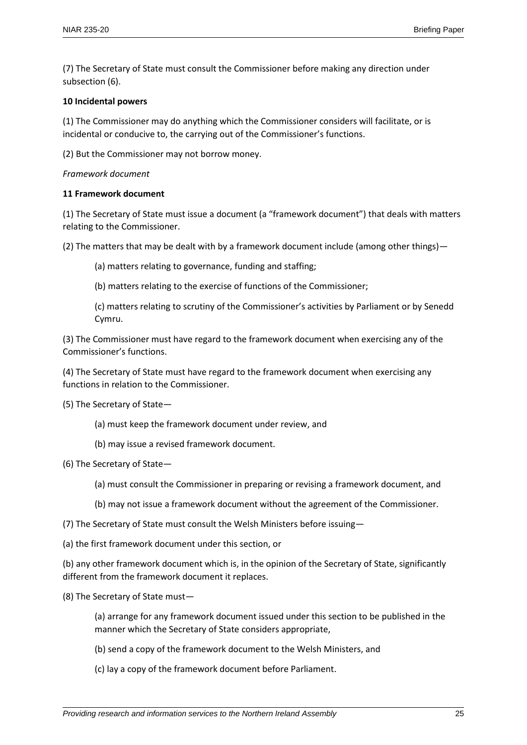(7) The Secretary of State must consult the Commissioner before making any direction under subsection (6).

**10 Incidental powers**

(1) The Commissioner may do anything which the Commissioner considers will facilitate, or is incidental or conducive to, the carrying out of the Commissioner's functions.

(2) But the Commissioner may not borrow money.

*Framework document*

**11 Framework document**

(1) The Secretary of State must issue a document (a "framework document") that deals with matters relating to the Commissioner.

(2) The matters that may be dealt with by a framework document include (among other things)—

(a) matters relating to governance, funding and staffing;

(b) matters relating to the exercise of functions of the Commissioner;

(c) matters relating to scrutiny of the Commissioner's activities by Parliament or by Senedd Cymru.

(3) The Commissioner must have regard to the framework document when exercising any of the Commissioner's functions.

(4) The Secretary of State must have regard to the framework document when exercising any functions in relation to the Commissioner.

(5) The Secretary of State—

(a) must keep the framework document under review, and

(b) may issue a revised framework document.

(6) The Secretary of State—

(a) must consult the Commissioner in preparing or revising a framework document, and

(b) may not issue a framework document without the agreement of the Commissioner.

(7) The Secretary of State must consult the Welsh Ministers before issuing—

(a) the first framework document under this section, or

(b) any other framework document which is, in the opinion of the Secretary of State, significantly different from the framework document it replaces.

(8) The Secretary of State must—

(a) arrange for any framework document issued under this section to be published in the manner which the Secretary of State considers appropriate,

(b) send a copy of the framework document to the Welsh Ministers, and

(c) lay a copy of the framework document before Parliament.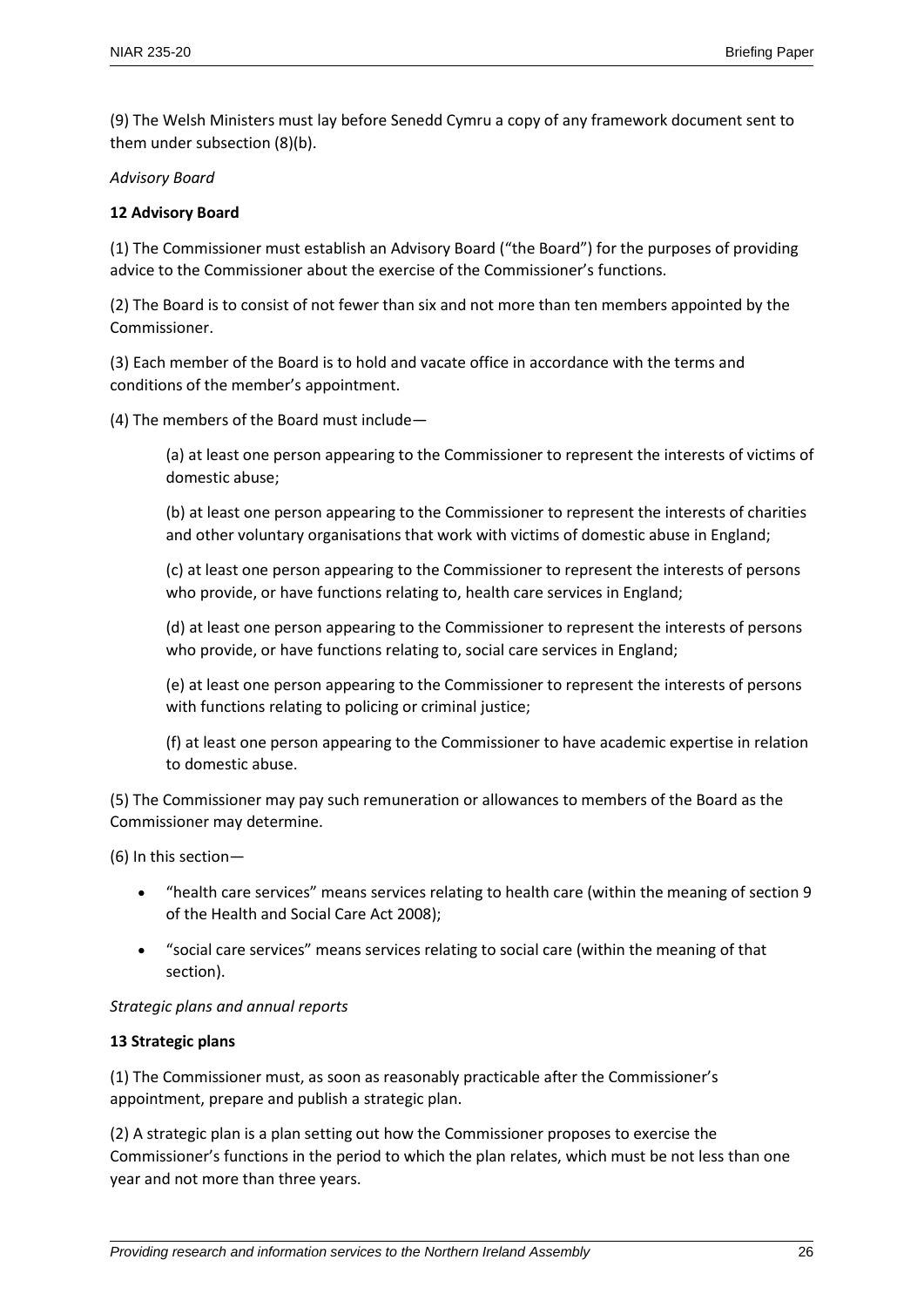(9) The Welsh Ministers must lay before Senedd Cymru a copy of any framework document sent to them under subsection (8)(b).

*Advisory Board*

**12 Advisory Board**

(1) The Commissioner must establish an Advisory Board ("the Board") for the purposes of providing advice to the Commissioner about the exercise of the Commissioner's functions.

(2) The Board is to consist of not fewer than six and not more than ten members appointed by the Commissioner.

(3) Each member of the Board is to hold and vacate office in accordance with the terms and conditions of the member's appointment.

(4) The members of the Board must include—

> (a) at least one person appearing to the Commissioner to represent the interests of victims of domestic abuse;
>
> (b) at least one person appearing to the Commissioner to represent the interests of charities and other voluntary organisations that work with victims of domestic abuse in England;
>
> (c) at least one person appearing to the Commissioner to represent the interests of persons who provide, or have functions relating to, health care services in England;
>
> (d) at least one person appearing to the Commissioner to represent the interests of persons who provide, or have functions relating to, social care services in England;
>
> (e) at least one person appearing to the Commissioner to represent the interests of persons with functions relating to policing or criminal justice;
>
> (f) at least one person appearing to the Commissioner to have academic expertise in relation to domestic abuse.

(5) The Commissioner may pay such remuneration or allowances to members of the Board as the Commissioner may determine.

(6) In this section—

- "health care services" means services relating to health care (within the meaning of section 9 of the Health and Social Care Act 2008);
- "social care services" means services relating to social care (within the meaning of that section).

*Strategic plans and annual reports*

**13 Strategic plans**

(1) The Commissioner must, as soon as reasonably practicable after the Commissioner's appointment, prepare and publish a strategic plan.

(2) A strategic plan is a plan setting out how the Commissioner proposes to exercise the Commissioner's functions in the period to which the plan relates, which must be not less than one year and not more than three years.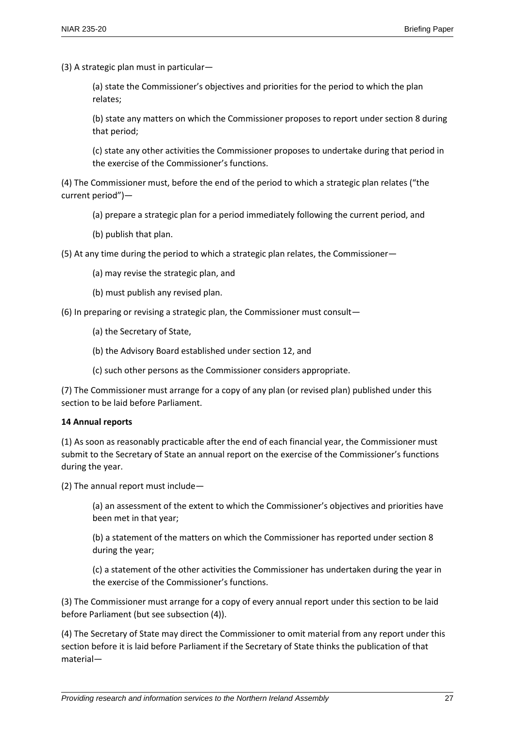(3) A strategic plan must in particular—

(a) state the Commissioner's objectives and priorities for the period to which the plan relates;

(b) state any matters on which the Commissioner proposes to report under section 8 during that period;

(c) state any other activities the Commissioner proposes to undertake during that period in the exercise of the Commissioner's functions.

(4) The Commissioner must, before the end of the period to which a strategic plan relates ("the current period")—

(a) prepare a strategic plan for a period immediately following the current period, and

(b) publish that plan.

(5) At any time during the period to which a strategic plan relates, the Commissioner—

(a) may revise the strategic plan, and

(b) must publish any revised plan.

(6) In preparing or revising a strategic plan, the Commissioner must consult—

(a) the Secretary of State,

(b) the Advisory Board established under section 12, and

(c) such other persons as the Commissioner considers appropriate.

(7) The Commissioner must arrange for a copy of any plan (or revised plan) published under this section to be laid before Parliament.

**14 Annual reports**

(1) As soon as reasonably practicable after the end of each financial year, the Commissioner must submit to the Secretary of State an annual report on the exercise of the Commissioner's functions during the year.

(2) The annual report must include—

(a) an assessment of the extent to which the Commissioner's objectives and priorities have been met in that year;

(b) a statement of the matters on which the Commissioner has reported under section 8 during the year;

(c) a statement of the other activities the Commissioner has undertaken during the year in the exercise of the Commissioner's functions.

(3) The Commissioner must arrange for a copy of every annual report under this section to be laid before Parliament (but see subsection (4)).

(4) The Secretary of State may direct the Commissioner to omit material from any report under this section before it is laid before Parliament if the Secretary of State thinks the publication of that material—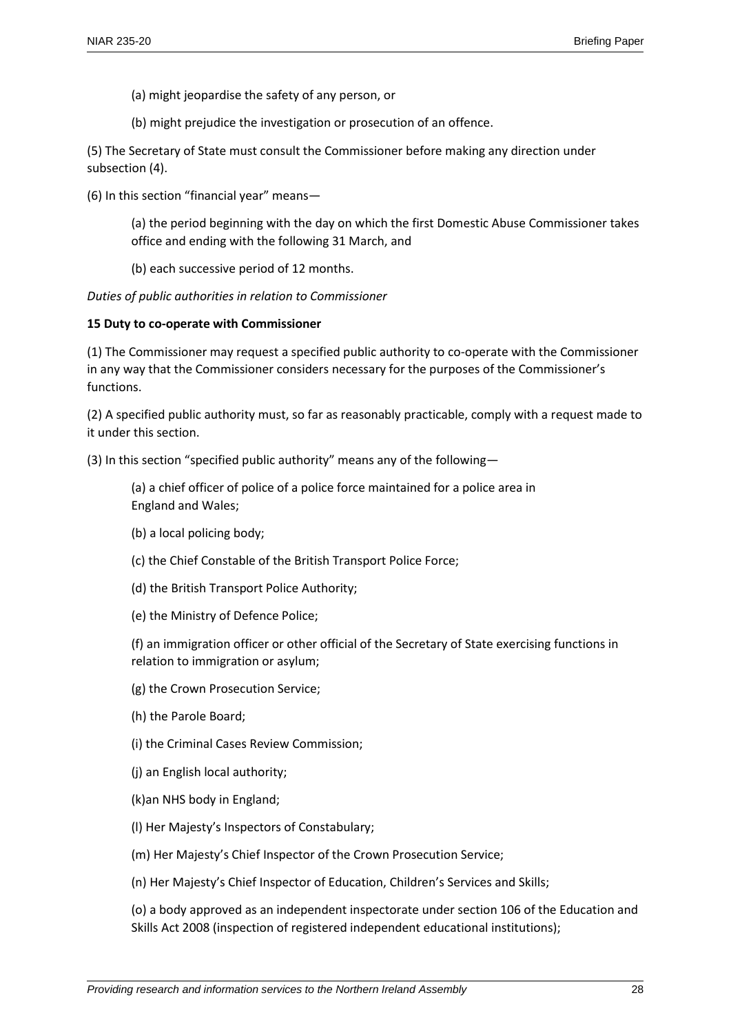(a) might jeopardise the safety of any person, or

(b) might prejudice the investigation or prosecution of an offence.

(5) The Secretary of State must consult the Commissioner before making any direction under subsection (4).

(6) In this section "financial year" means—

(a) the period beginning with the day on which the first Domestic Abuse Commissioner takes office and ending with the following 31 March, and

(b) each successive period of 12 months.

*Duties of public authorities in relation to Commissioner*

**15 Duty to co-operate with Commissioner**

(1) The Commissioner may request a specified public authority to co-operate with the Commissioner in any way that the Commissioner considers necessary for the purposes of the Commissioner's functions.

(2) A specified public authority must, so far as reasonably practicable, comply with a request made to it under this section.

(3) In this section "specified public authority" means any of the following—

(a) a chief officer of police of a police force maintained for a police area in England and Wales;

(b) a local policing body;

(c) the Chief Constable of the British Transport Police Force;

(d) the British Transport Police Authority;

(e) the Ministry of Defence Police;

(f) an immigration officer or other official of the Secretary of State exercising functions in relation to immigration or asylum;

(g) the Crown Prosecution Service;

(h) the Parole Board;

(i) the Criminal Cases Review Commission;

(j) an English local authority;

(k)an NHS body in England;

(l) Her Majesty's Inspectors of Constabulary;

(m) Her Majesty's Chief Inspector of the Crown Prosecution Service;

(n) Her Majesty's Chief Inspector of Education, Children's Services and Skills;

(o) a body approved as an independent inspectorate under section 106 of the Education and Skills Act 2008 (inspection of registered independent educational institutions);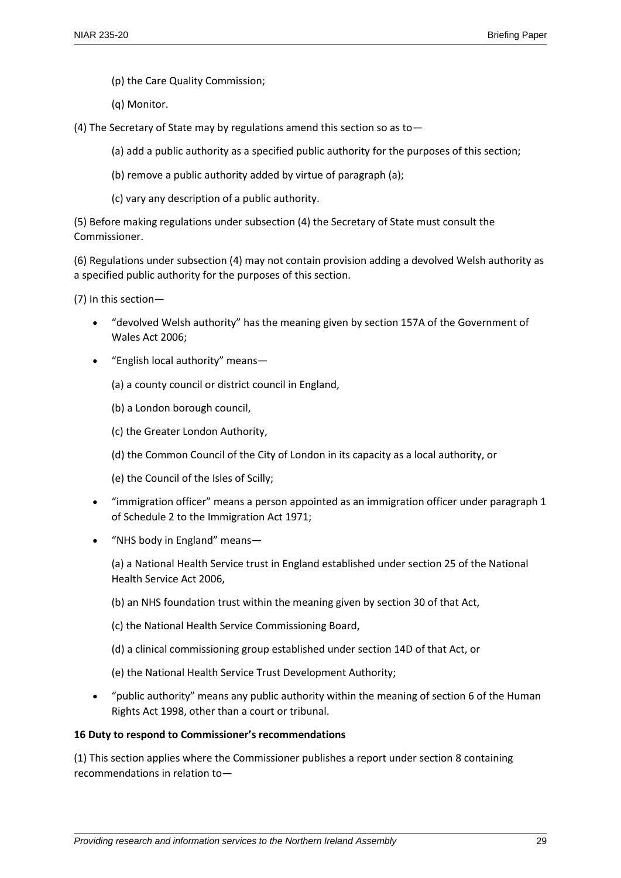(p) the Care Quality Commission;

(q) Monitor.

(4) The Secretary of State may by regulations amend this section so as to—

(a) add a public authority as a specified public authority for the purposes of this section;

(b) remove a public authority added by virtue of paragraph (a);

(c) vary any description of a public authority.

(5) Before making regulations under subsection (4) the Secretary of State must consult the Commissioner.

(6) Regulations under subsection (4) may not contain provision adding a devolved Welsh authority as a specified public authority for the purposes of this section.

(7) In this section—

- "devolved Welsh authority" has the meaning given by section 157A of the Government of Wales Act 2006;
- "English local authority" means—

  (a) a county council or district council in England,

  (b) a London borough council,

  (c) the Greater London Authority,

  (d) the Common Council of the City of London in its capacity as a local authority, or

  (e) the Council of the Isles of Scilly;
- "immigration officer" means a person appointed as an immigration officer under paragraph 1 of Schedule 2 to the Immigration Act 1971;
- "NHS body in England" means—

  (a) a National Health Service trust in England established under section 25 of the National Health Service Act 2006,

  (b) an NHS foundation trust within the meaning given by section 30 of that Act,

  (c) the National Health Service Commissioning Board,

  (d) a clinical commissioning group established under section 14D of that Act, or

  (e) the National Health Service Trust Development Authority;
- "public authority" means any public authority within the meaning of section 6 of the Human Rights Act 1998, other than a court or tribunal.

**16 Duty to respond to Commissioner's recommendations**

(1) This section applies where the Commissioner publishes a report under section 8 containing recommendations in relation to—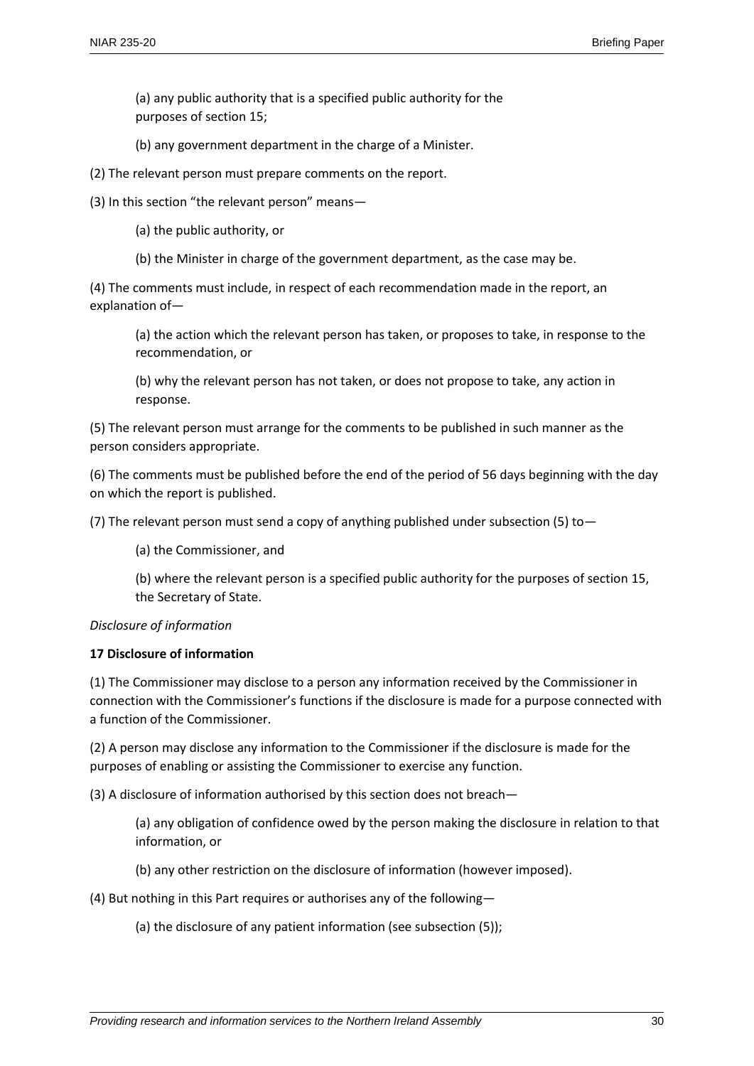(a) any public authority that is a specified public authority for the purposes of section 15;

(b) any government department in the charge of a Minister.

(2) The relevant person must prepare comments on the report.

(3) In this section "the relevant person" means—

(a) the public authority, or

(b) the Minister in charge of the government department, as the case may be.

(4) The comments must include, in respect of each recommendation made in the report, an explanation of—

(a) the action which the relevant person has taken, or proposes to take, in response to the recommendation, or

(b) why the relevant person has not taken, or does not propose to take, any action in response.

(5) The relevant person must arrange for the comments to be published in such manner as the person considers appropriate.

(6) The comments must be published before the end of the period of 56 days beginning with the day on which the report is published.

(7) The relevant person must send a copy of anything published under subsection (5) to—

(a) the Commissioner, and

(b) where the relevant person is a specified public authority for the purposes of section 15, the Secretary of State.

*Disclosure of information*

**17 Disclosure of information**

(1) The Commissioner may disclose to a person any information received by the Commissioner in connection with the Commissioner's functions if the disclosure is made for a purpose connected with a function of the Commissioner.

(2) A person may disclose any information to the Commissioner if the disclosure is made for the purposes of enabling or assisting the Commissioner to exercise any function.

(3) A disclosure of information authorised by this section does not breach—

(a) any obligation of confidence owed by the person making the disclosure in relation to that information, or

(b) any other restriction on the disclosure of information (however imposed).

(4) But nothing in this Part requires or authorises any of the following—

(a) the disclosure of any patient information (see subsection (5));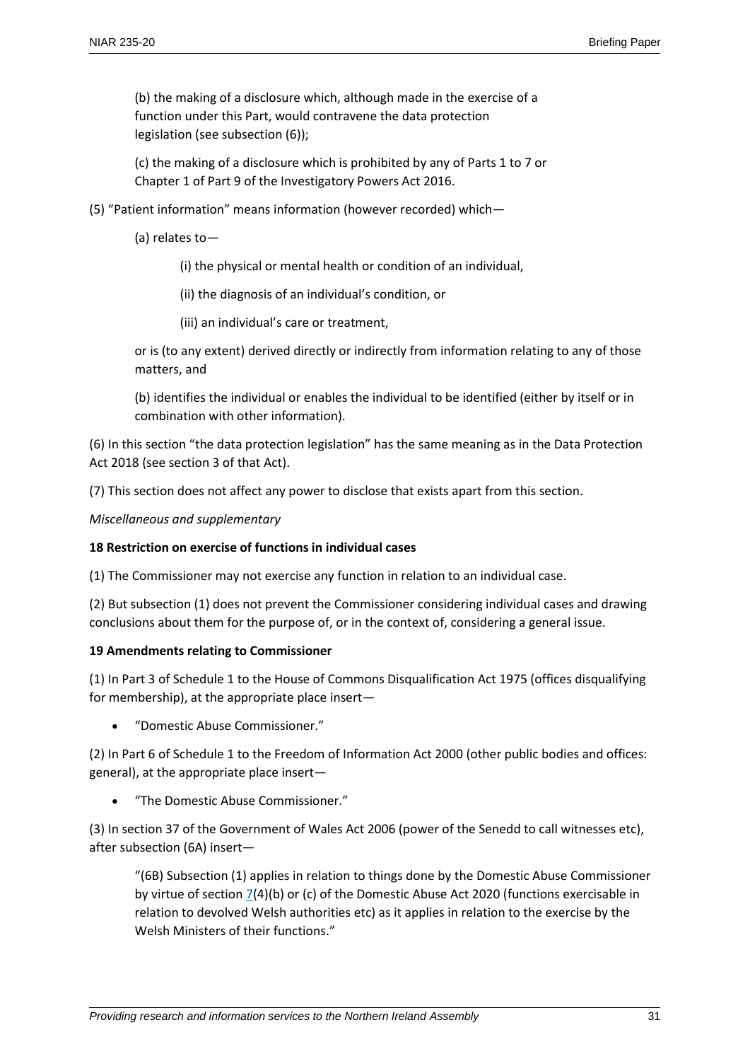(b) the making of a disclosure which, although made in the exercise of a function under this Part, would contravene the data protection legislation (see subsection (6));

(c) the making of a disclosure which is prohibited by any of Parts 1 to 7 or Chapter 1 of Part 9 of the Investigatory Powers Act 2016.

(5) "Patient information" means information (however recorded) which—

(a) relates to—

(i) the physical or mental health or condition of an individual,

(ii) the diagnosis of an individual's condition, or

(iii) an individual's care or treatment,

or is (to any extent) derived directly or indirectly from information relating to any of those matters, and

(b) identifies the individual or enables the individual to be identified (either by itself or in combination with other information).

(6) In this section "the data protection legislation" has the same meaning as in the Data Protection Act 2018 (see section 3 of that Act).

(7) This section does not affect any power to disclose that exists apart from this section.

*Miscellaneous and supplementary*

**18 Restriction on exercise of functions in individual cases**

(1) The Commissioner may not exercise any function in relation to an individual case.

(2) But subsection (1) does not prevent the Commissioner considering individual cases and drawing conclusions about them for the purpose of, or in the context of, considering a general issue.

**19 Amendments relating to Commissioner**

(1) In Part 3 of Schedule 1 to the House of Commons Disqualification Act 1975 (offices disqualifying for membership), at the appropriate place insert—

- "Domestic Abuse Commissioner."

(2) In Part 6 of Schedule 1 to the Freedom of Information Act 2000 (other public bodies and offices: general), at the appropriate place insert—

- "The Domestic Abuse Commissioner."

(3) In section 37 of the Government of Wales Act 2006 (power of the Senedd to call witnesses etc), after subsection (6A) insert—

"(6B) Subsection (1) applies in relation to things done by the Domestic Abuse Commissioner by virtue of section 7(4)(b) or (c) of the Domestic Abuse Act 2020 (functions exercisable in relation to devolved Welsh authorities etc) as it applies in relation to the exercise by the Welsh Ministers of their functions."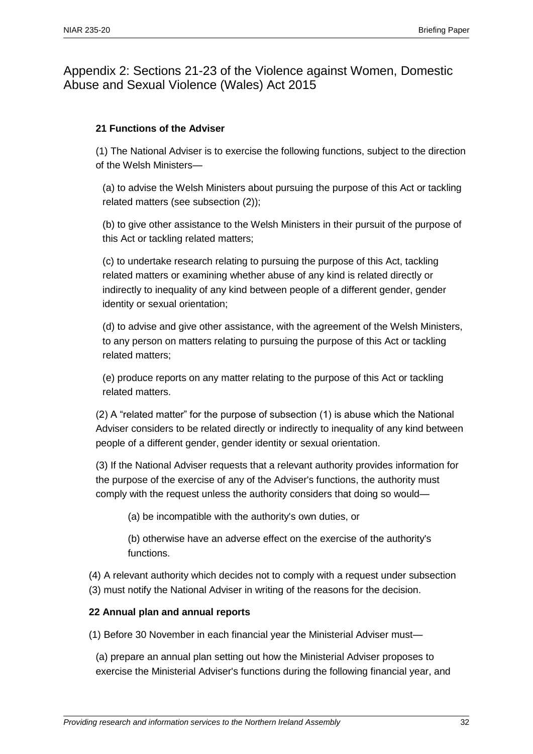## Appendix 2: Sections 21-23 of the Violence against Women, Domestic Abuse and Sexual Violence (Wales) Act 2015

**21 Functions of the Adviser**

(1) The National Adviser is to exercise the following functions, subject to the direction of the Welsh Ministers—

(a) to advise the Welsh Ministers about pursuing the purpose of this Act or tackling related matters (see subsection (2));

(b) to give other assistance to the Welsh Ministers in their pursuit of the purpose of this Act or tackling related matters;

(c) to undertake research relating to pursuing the purpose of this Act, tackling related matters or examining whether abuse of any kind is related directly or indirectly to inequality of any kind between people of a different gender, gender identity or sexual orientation;

(d) to advise and give other assistance, with the agreement of the Welsh Ministers, to any person on matters relating to pursuing the purpose of this Act or tackling related matters;

(e) produce reports on any matter relating to the purpose of this Act or tackling related matters.

(2) A "related matter" for the purpose of subsection (1) is abuse which the National Adviser considers to be related directly or indirectly to inequality of any kind between people of a different gender, gender identity or sexual orientation.

(3) If the National Adviser requests that a relevant authority provides information for the purpose of the exercise of any of the Adviser's functions, the authority must comply with the request unless the authority considers that doing so would—

(a) be incompatible with the authority's own duties, or

(b) otherwise have an adverse effect on the exercise of the authority's functions.

(4) A relevant authority which decides not to comply with a request under subsection (3) must notify the National Adviser in writing of the reasons for the decision.

**22 Annual plan and annual reports**

(1) Before 30 November in each financial year the Ministerial Adviser must—

(a) prepare an annual plan setting out how the Ministerial Adviser proposes to exercise the Ministerial Adviser's functions during the following financial year, and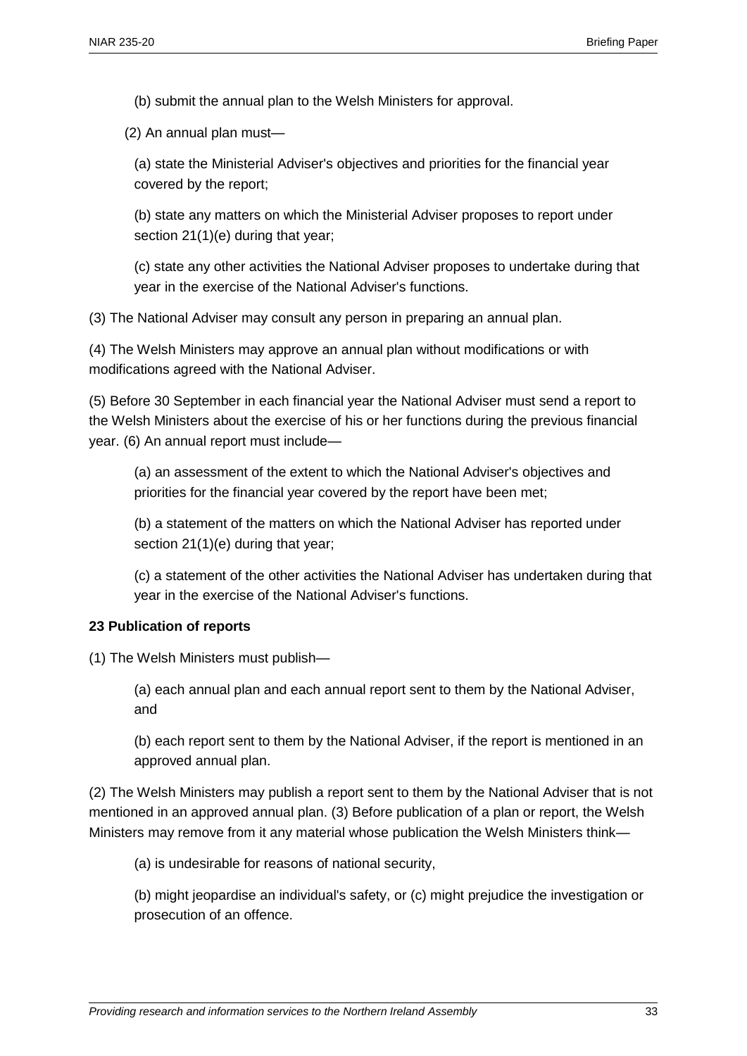(b) submit the annual plan to the Welsh Ministers for approval.

(2) An annual plan must—

(a) state the Ministerial Adviser's objectives and priorities for the financial year covered by the report;

(b) state any matters on which the Ministerial Adviser proposes to report under section 21(1)(e) during that year;

(c) state any other activities the National Adviser proposes to undertake during that year in the exercise of the National Adviser's functions.

(3) The National Adviser may consult any person in preparing an annual plan.

(4) The Welsh Ministers may approve an annual plan without modifications or with modifications agreed with the National Adviser.

(5) Before 30 September in each financial year the National Adviser must send a report to the Welsh Ministers about the exercise of his or her functions during the previous financial year. (6) An annual report must include—

(a) an assessment of the extent to which the National Adviser's objectives and priorities for the financial year covered by the report have been met;

(b) a statement of the matters on which the National Adviser has reported under section 21(1)(e) during that year;

(c) a statement of the other activities the National Adviser has undertaken during that year in the exercise of the National Adviser's functions.

**23 Publication of reports**

(1) The Welsh Ministers must publish—

(a) each annual plan and each annual report sent to them by the National Adviser, and

(b) each report sent to them by the National Adviser, if the report is mentioned in an approved annual plan.

(2) The Welsh Ministers may publish a report sent to them by the National Adviser that is not mentioned in an approved annual plan. (3) Before publication of a plan or report, the Welsh Ministers may remove from it any material whose publication the Welsh Ministers think—

(a) is undesirable for reasons of national security,

(b) might jeopardise an individual's safety, or (c) might prejudice the investigation or prosecution of an offence.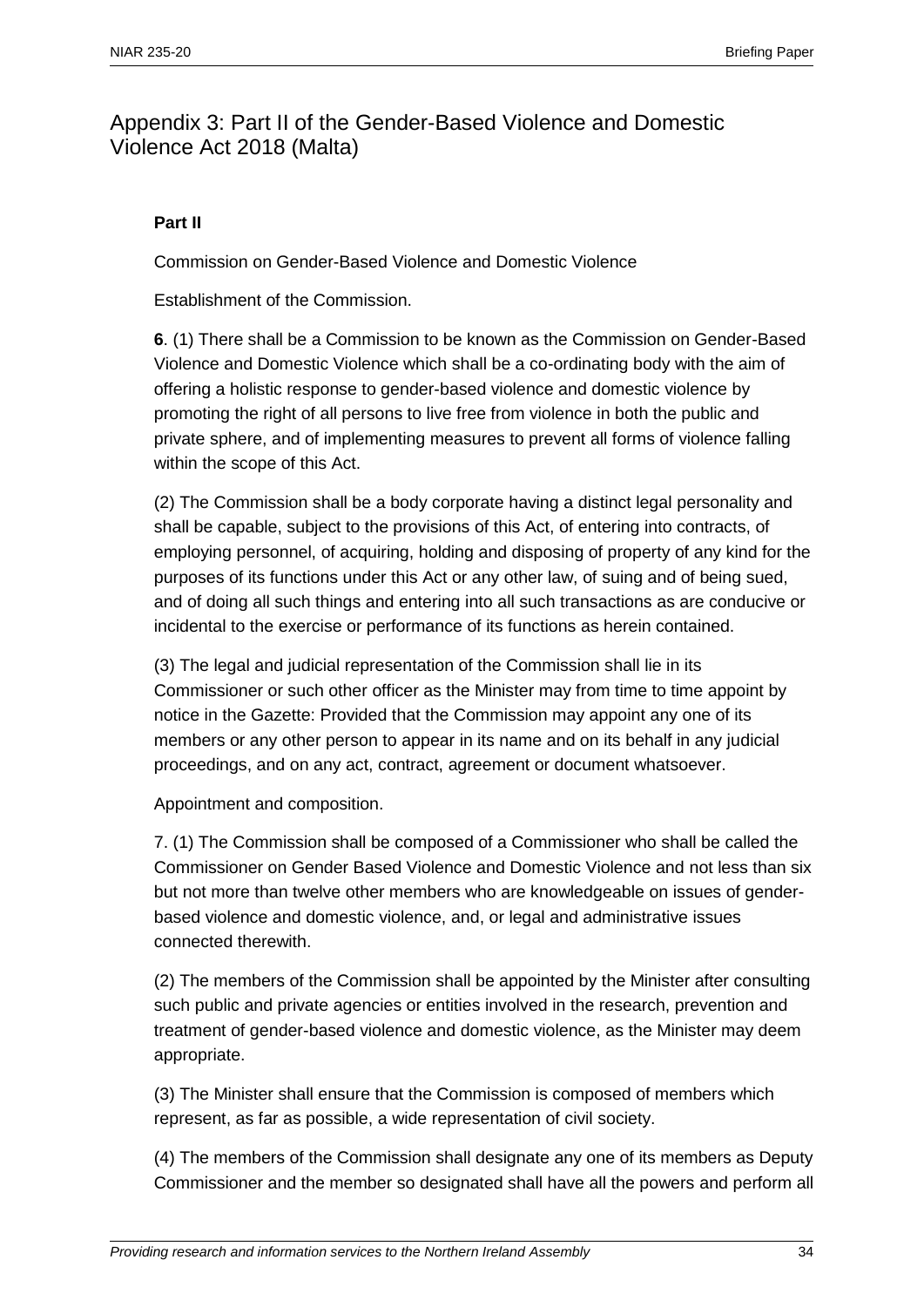## Appendix 3: Part II of the Gender-Based Violence and Domestic Violence Act 2018 (Malta)

**Part II**

Commission on Gender-Based Violence and Domestic Violence

Establishment of the Commission.

**6**. (1) There shall be a Commission to be known as the Commission on Gender-Based Violence and Domestic Violence which shall be a co-ordinating body with the aim of offering a holistic response to gender-based violence and domestic violence by promoting the right of all persons to live free from violence in both the public and private sphere, and of implementing measures to prevent all forms of violence falling within the scope of this Act.

(2) The Commission shall be a body corporate having a distinct legal personality and shall be capable, subject to the provisions of this Act, of entering into contracts, of employing personnel, of acquiring, holding and disposing of property of any kind for the purposes of its functions under this Act or any other law, of suing and of being sued, and of doing all such things and entering into all such transactions as are conducive or incidental to the exercise or performance of its functions as herein contained.

(3) The legal and judicial representation of the Commission shall lie in its Commissioner or such other officer as the Minister may from time to time appoint by notice in the Gazette: Provided that the Commission may appoint any one of its members or any other person to appear in its name and on its behalf in any judicial proceedings, and on any act, contract, agreement or document whatsoever.

Appointment and composition.

7. (1) The Commission shall be composed of a Commissioner who shall be called the Commissioner on Gender Based Violence and Domestic Violence and not less than six but not more than twelve other members who are knowledgeable on issues of gender-based violence and domestic violence, and, or legal and administrative issues connected therewith.

(2) The members of the Commission shall be appointed by the Minister after consulting such public and private agencies or entities involved in the research, prevention and treatment of gender-based violence and domestic violence, as the Minister may deem appropriate.

(3) The Minister shall ensure that the Commission is composed of members which represent, as far as possible, a wide representation of civil society.

(4) The members of the Commission shall designate any one of its members as Deputy Commissioner and the member so designated shall have all the powers and perform all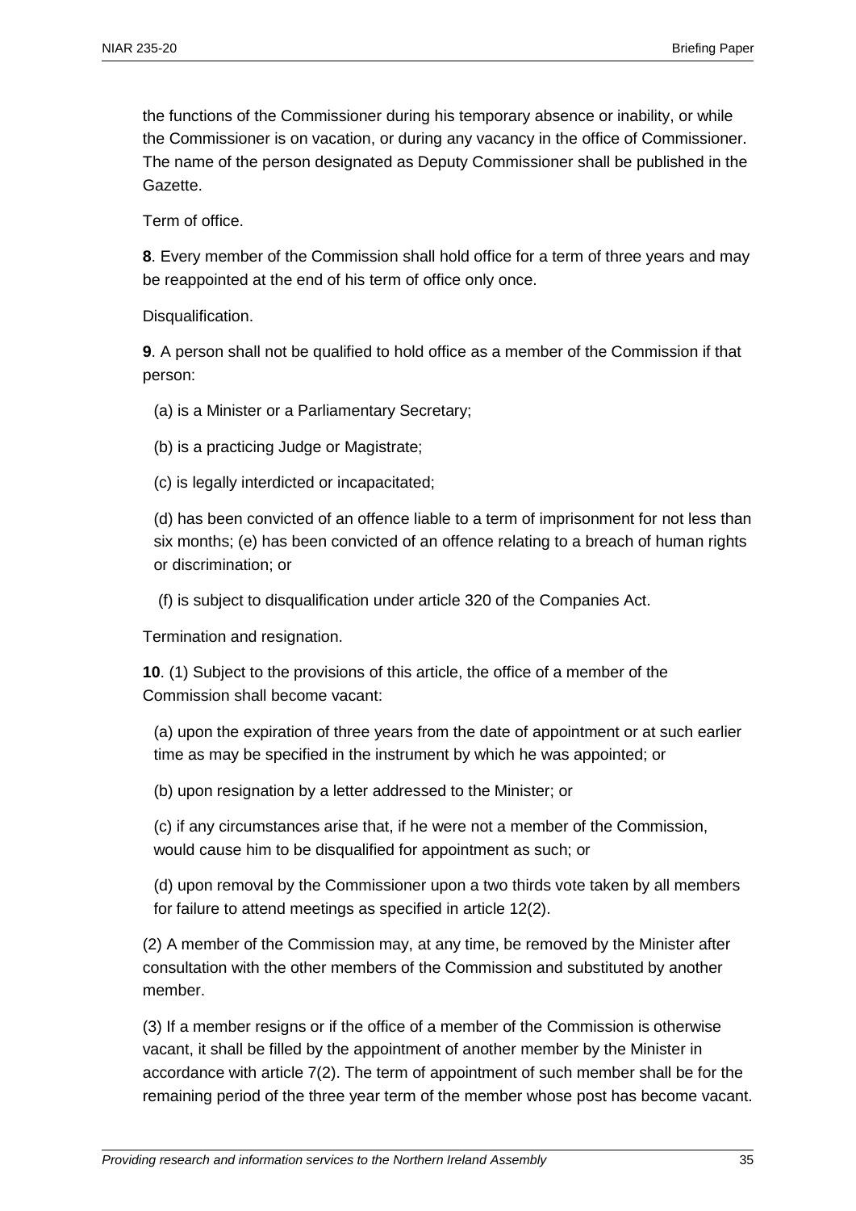the functions of the Commissioner during his temporary absence or inability, or while the Commissioner is on vacation, or during any vacancy in the office of Commissioner. The name of the person designated as Deputy Commissioner shall be published in the Gazette.

Term of office.

**8**. Every member of the Commission shall hold office for a term of three years and may be reappointed at the end of his term of office only once.

Disqualification.

**9**. A person shall not be qualified to hold office as a member of the Commission if that person:

(a) is a Minister or a Parliamentary Secretary;

(b) is a practicing Judge or Magistrate;

(c) is legally interdicted or incapacitated;

(d) has been convicted of an offence liable to a term of imprisonment for not less than six months; (e) has been convicted of an offence relating to a breach of human rights or discrimination; or

(f) is subject to disqualification under article 320 of the Companies Act.

Termination and resignation.

**10**. (1) Subject to the provisions of this article, the office of a member of the Commission shall become vacant:

(a) upon the expiration of three years from the date of appointment or at such earlier time as may be specified in the instrument by which he was appointed; or

(b) upon resignation by a letter addressed to the Minister; or

(c) if any circumstances arise that, if he were not a member of the Commission, would cause him to be disqualified for appointment as such; or

(d) upon removal by the Commissioner upon a two thirds vote taken by all members for failure to attend meetings as specified in article 12(2).

(2) A member of the Commission may, at any time, be removed by the Minister after consultation with the other members of the Commission and substituted by another member.

(3) If a member resigns or if the office of a member of the Commission is otherwise vacant, it shall be filled by the appointment of another member by the Minister in accordance with article 7(2). The term of appointment of such member shall be for the remaining period of the three year term of the member whose post has become vacant.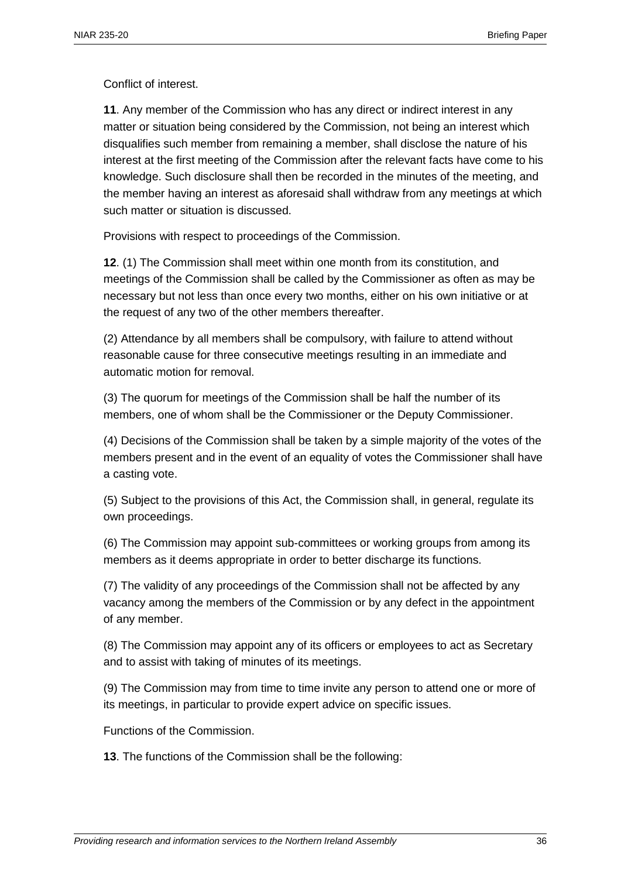Conflict of interest.

**11**. Any member of the Commission who has any direct or indirect interest in any matter or situation being considered by the Commission, not being an interest which disqualifies such member from remaining a member, shall disclose the nature of his interest at the first meeting of the Commission after the relevant facts have come to his knowledge. Such disclosure shall then be recorded in the minutes of the meeting, and the member having an interest as aforesaid shall withdraw from any meetings at which such matter or situation is discussed.

Provisions with respect to proceedings of the Commission.

**12**. (1) The Commission shall meet within one month from its constitution, and meetings of the Commission shall be called by the Commissioner as often as may be necessary but not less than once every two months, either on his own initiative or at the request of any two of the other members thereafter.

(2) Attendance by all members shall be compulsory, with failure to attend without reasonable cause for three consecutive meetings resulting in an immediate and automatic motion for removal.

(3) The quorum for meetings of the Commission shall be half the number of its members, one of whom shall be the Commissioner or the Deputy Commissioner.

(4) Decisions of the Commission shall be taken by a simple majority of the votes of the members present and in the event of an equality of votes the Commissioner shall have a casting vote.

(5) Subject to the provisions of this Act, the Commission shall, in general, regulate its own proceedings.

(6) The Commission may appoint sub-committees or working groups from among its members as it deems appropriate in order to better discharge its functions.

(7) The validity of any proceedings of the Commission shall not be affected by any vacancy among the members of the Commission or by any defect in the appointment of any member.

(8) The Commission may appoint any of its officers or employees to act as Secretary and to assist with taking of minutes of its meetings.

(9) The Commission may from time to time invite any person to attend one or more of its meetings, in particular to provide expert advice on specific issues.

Functions of the Commission.

**13**. The functions of the Commission shall be the following: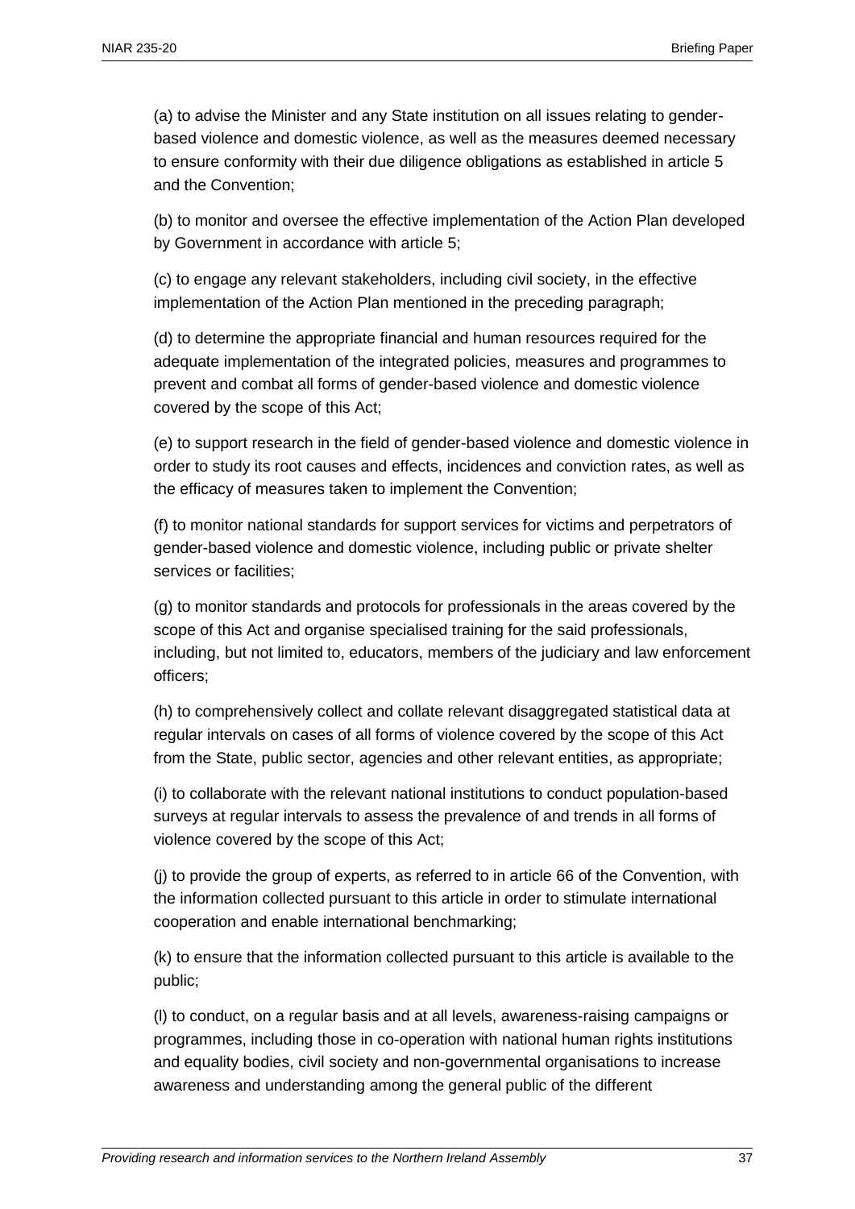(a) to advise the Minister and any State institution on all issues relating to gender-based violence and domestic violence, as well as the measures deemed necessary to ensure conformity with their due diligence obligations as established in article 5 and the Convention;

(b) to monitor and oversee the effective implementation of the Action Plan developed by Government in accordance with article 5;

(c) to engage any relevant stakeholders, including civil society, in the effective implementation of the Action Plan mentioned in the preceding paragraph;

(d) to determine the appropriate financial and human resources required for the adequate implementation of the integrated policies, measures and programmes to prevent and combat all forms of gender-based violence and domestic violence covered by the scope of this Act;

(e) to support research in the field of gender-based violence and domestic violence in order to study its root causes and effects, incidences and conviction rates, as well as the efficacy of measures taken to implement the Convention;

(f) to monitor national standards for support services for victims and perpetrators of gender-based violence and domestic violence, including public or private shelter services or facilities;

(g) to monitor standards and protocols for professionals in the areas covered by the scope of this Act and organise specialised training for the said professionals, including, but not limited to, educators, members of the judiciary and law enforcement officers;

(h) to comprehensively collect and collate relevant disaggregated statistical data at regular intervals on cases of all forms of violence covered by the scope of this Act from the State, public sector, agencies and other relevant entities, as appropriate;

(i) to collaborate with the relevant national institutions to conduct population-based surveys at regular intervals to assess the prevalence of and trends in all forms of violence covered by the scope of this Act;

(j) to provide the group of experts, as referred to in article 66 of the Convention, with the information collected pursuant to this article in order to stimulate international cooperation and enable international benchmarking;

(k) to ensure that the information collected pursuant to this article is available to the public;

(l) to conduct, on a regular basis and at all levels, awareness-raising campaigns or programmes, including those in co-operation with national human rights institutions and equality bodies, civil society and non-governmental organisations to increase awareness and understanding among the general public of the different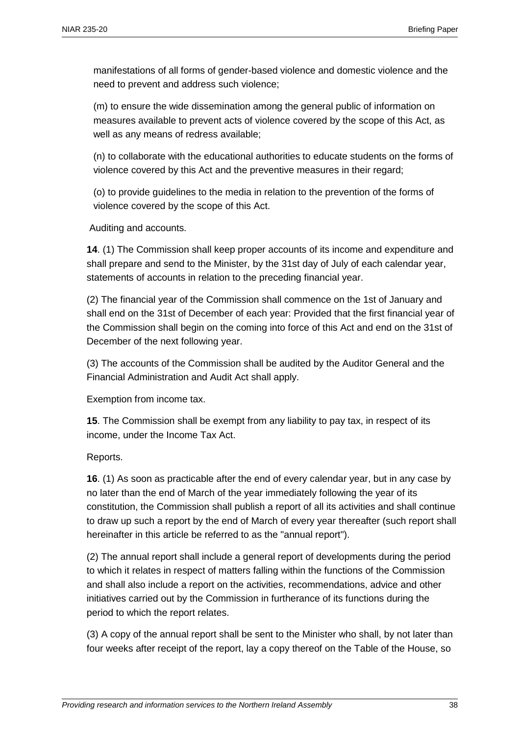manifestations of all forms of gender-based violence and domestic violence and the need to prevent and address such violence;

(m) to ensure the wide dissemination among the general public of information on measures available to prevent acts of violence covered by the scope of this Act, as well as any means of redress available;

(n) to collaborate with the educational authorities to educate students on the forms of violence covered by this Act and the preventive measures in their regard;

(o) to provide guidelines to the media in relation to the prevention of the forms of violence covered by the scope of this Act.

Auditing and accounts.

**14**. (1) The Commission shall keep proper accounts of its income and expenditure and shall prepare and send to the Minister, by the 31st day of July of each calendar year, statements of accounts in relation to the preceding financial year.

(2) The financial year of the Commission shall commence on the 1st of January and shall end on the 31st of December of each year: Provided that the first financial year of the Commission shall begin on the coming into force of this Act and end on the 31st of December of the next following year.

(3) The accounts of the Commission shall be audited by the Auditor General and the Financial Administration and Audit Act shall apply.

Exemption from income tax.

**15**. The Commission shall be exempt from any liability to pay tax, in respect of its income, under the Income Tax Act.

Reports.

**16**. (1) As soon as practicable after the end of every calendar year, but in any case by no later than the end of March of the year immediately following the year of its constitution, the Commission shall publish a report of all its activities and shall continue to draw up such a report by the end of March of every year thereafter (such report shall hereinafter in this article be referred to as the "annual report").

(2) The annual report shall include a general report of developments during the period to which it relates in respect of matters falling within the functions of the Commission and shall also include a report on the activities, recommendations, advice and other initiatives carried out by the Commission in furtherance of its functions during the period to which the report relates.

(3) A copy of the annual report shall be sent to the Minister who shall, by not later than four weeks after receipt of the report, lay a copy thereof on the Table of the House, so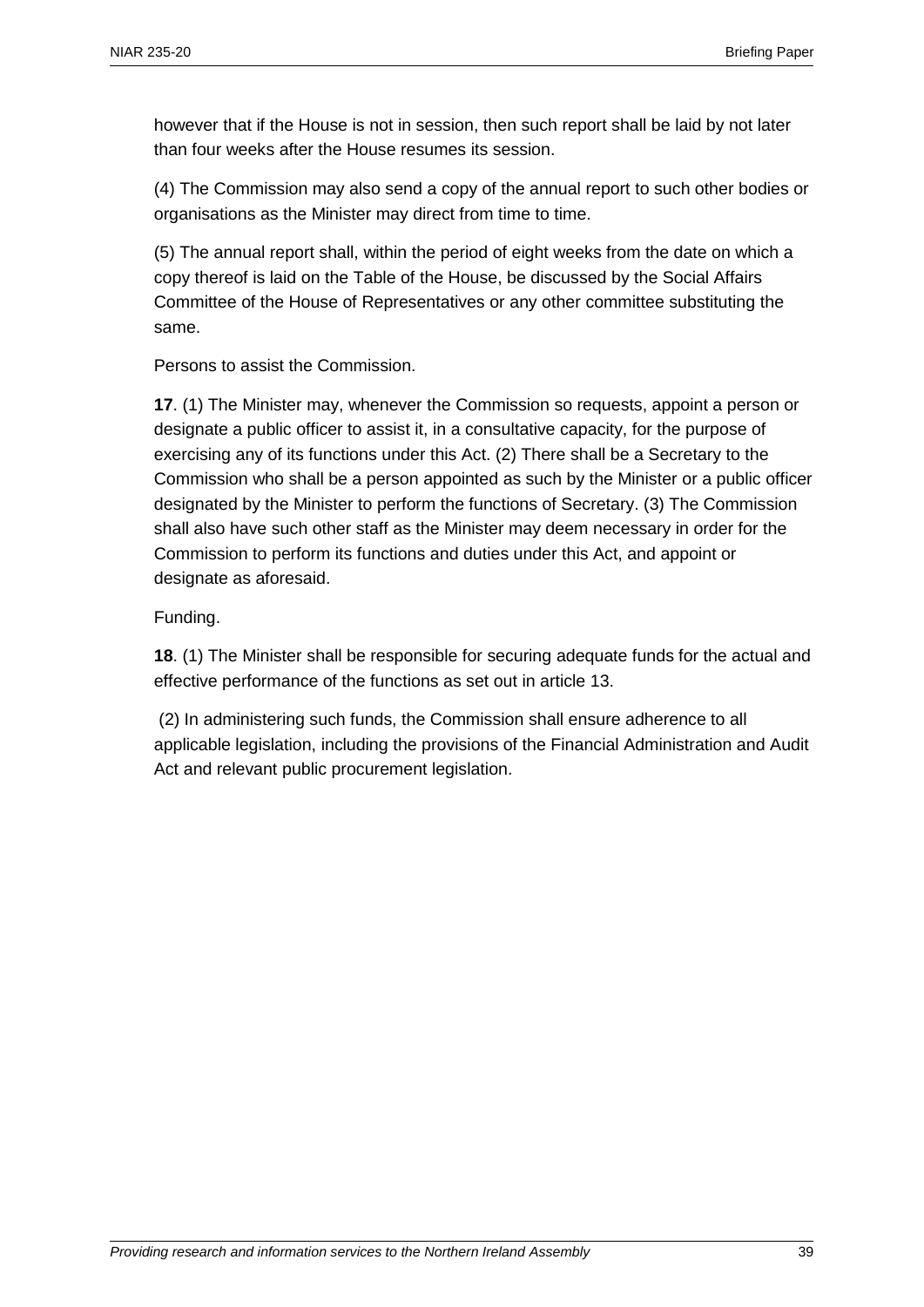however that if the House is not in session, then such report shall be laid by not later than four weeks after the House resumes its session.

(4) The Commission may also send a copy of the annual report to such other bodies or organisations as the Minister may direct from time to time.

(5) The annual report shall, within the period of eight weeks from the date on which a copy thereof is laid on the Table of the House, be discussed by the Social Affairs Committee of the House of Representatives or any other committee substituting the same.

Persons to assist the Commission.

**17**. (1) The Minister may, whenever the Commission so requests, appoint a person or designate a public officer to assist it, in a consultative capacity, for the purpose of exercising any of its functions under this Act. (2) There shall be a Secretary to the Commission who shall be a person appointed as such by the Minister or a public officer designated by the Minister to perform the functions of Secretary. (3) The Commission shall also have such other staff as the Minister may deem necessary in order for the Commission to perform its functions and duties under this Act, and appoint or designate as aforesaid.

Funding.

**18**. (1) The Minister shall be responsible for securing adequate funds for the actual and effective performance of the functions as set out in article 13.

(2) In administering such funds, the Commission shall ensure adherence to all applicable legislation, including the provisions of the Financial Administration and Audit Act and relevant public procurement legislation.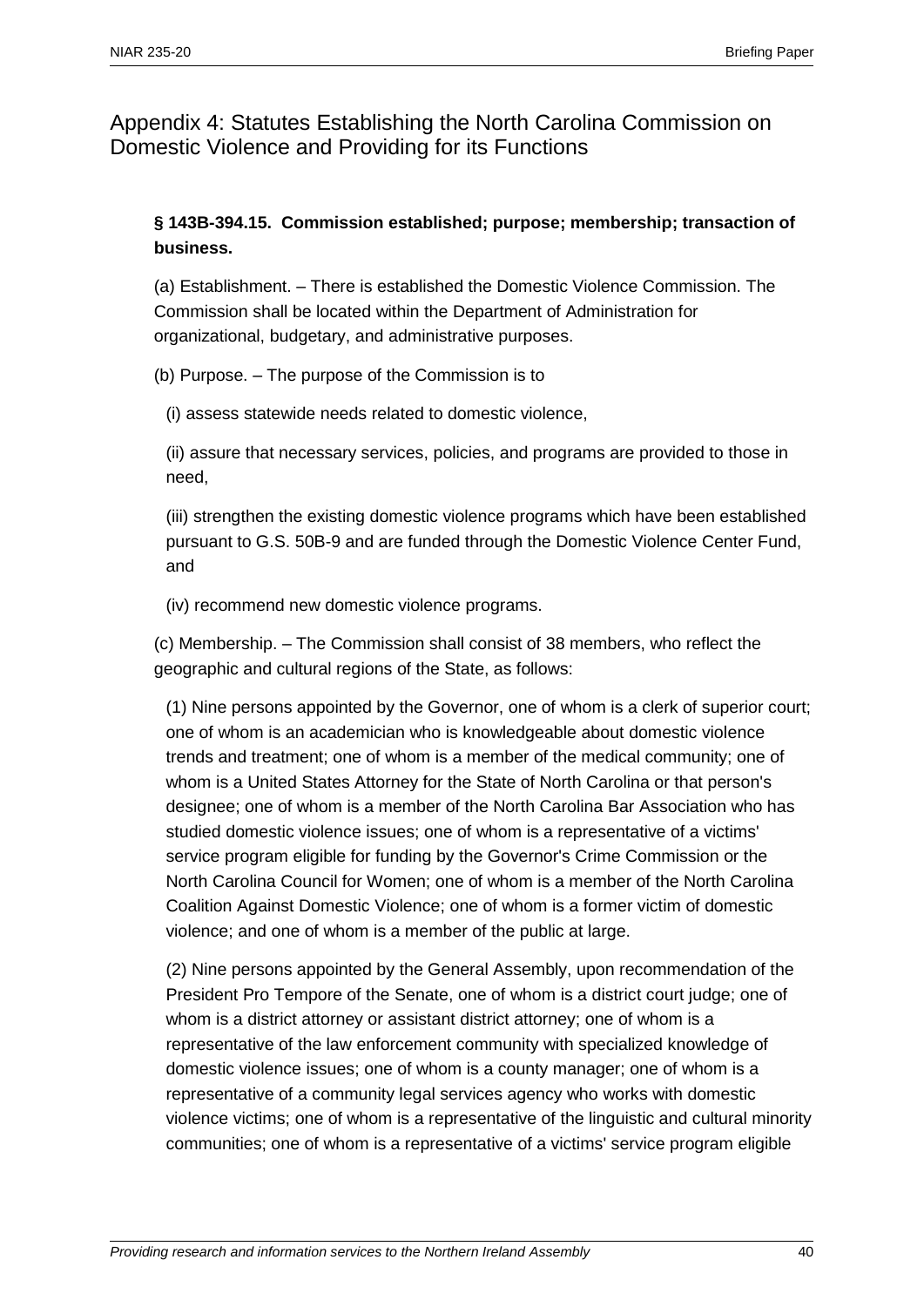## Appendix 4: Statutes Establishing the North Carolina Commission on Domestic Violence and Providing for its Functions

**§ 143B-394.15. Commission established; purpose; membership; transaction of business.**

(a) Establishment. – There is established the Domestic Violence Commission. The Commission shall be located within the Department of Administration for organizational, budgetary, and administrative purposes.

(b) Purpose. – The purpose of the Commission is to

(i) assess statewide needs related to domestic violence,

(ii) assure that necessary services, policies, and programs are provided to those in need,

(iii) strengthen the existing domestic violence programs which have been established pursuant to G.S. 50B-9 and are funded through the Domestic Violence Center Fund, and

(iv) recommend new domestic violence programs.

(c) Membership. – The Commission shall consist of 38 members, who reflect the geographic and cultural regions of the State, as follows:

(1) Nine persons appointed by the Governor, one of whom is a clerk of superior court; one of whom is an academician who is knowledgeable about domestic violence trends and treatment; one of whom is a member of the medical community; one of whom is a United States Attorney for the State of North Carolina or that person's designee; one of whom is a member of the North Carolina Bar Association who has studied domestic violence issues; one of whom is a representative of a victims' service program eligible for funding by the Governor's Crime Commission or the North Carolina Council for Women; one of whom is a member of the North Carolina Coalition Against Domestic Violence; one of whom is a former victim of domestic violence; and one of whom is a member of the public at large.

(2) Nine persons appointed by the General Assembly, upon recommendation of the President Pro Tempore of the Senate, one of whom is a district court judge; one of whom is a district attorney or assistant district attorney; one of whom is a representative of the law enforcement community with specialized knowledge of domestic violence issues; one of whom is a county manager; one of whom is a representative of a community legal services agency who works with domestic violence victims; one of whom is a representative of the linguistic and cultural minority communities; one of whom is a representative of a victims' service program eligible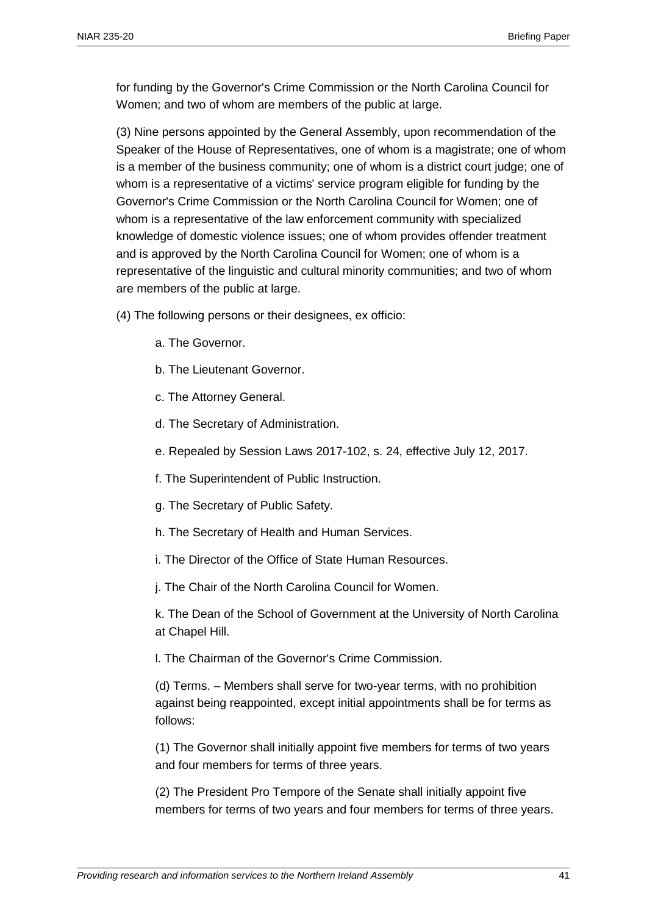for funding by the Governor's Crime Commission or the North Carolina Council for Women; and two of whom are members of the public at large.

(3) Nine persons appointed by the General Assembly, upon recommendation of the Speaker of the House of Representatives, one of whom is a magistrate; one of whom is a member of the business community; one of whom is a district court judge; one of whom is a representative of a victims' service program eligible for funding by the Governor's Crime Commission or the North Carolina Council for Women; one of whom is a representative of the law enforcement community with specialized knowledge of domestic violence issues; one of whom provides offender treatment and is approved by the North Carolina Council for Women; one of whom is a representative of the linguistic and cultural minority communities; and two of whom are members of the public at large.

(4) The following persons or their designees, ex officio:

a. The Governor.

b. The Lieutenant Governor.

c. The Attorney General.

d. The Secretary of Administration.

e. Repealed by Session Laws 2017-102, s. 24, effective July 12, 2017.

f. The Superintendent of Public Instruction.

g. The Secretary of Public Safety.

h. The Secretary of Health and Human Services.

i. The Director of the Office of State Human Resources.

j. The Chair of the North Carolina Council for Women.

k. The Dean of the School of Government at the University of North Carolina at Chapel Hill.

l. The Chairman of the Governor's Crime Commission.

(d) Terms. – Members shall serve for two-year terms, with no prohibition against being reappointed, except initial appointments shall be for terms as follows:

(1) The Governor shall initially appoint five members for terms of two years and four members for terms of three years.

(2) The President Pro Tempore of the Senate shall initially appoint five members for terms of two years and four members for terms of three years.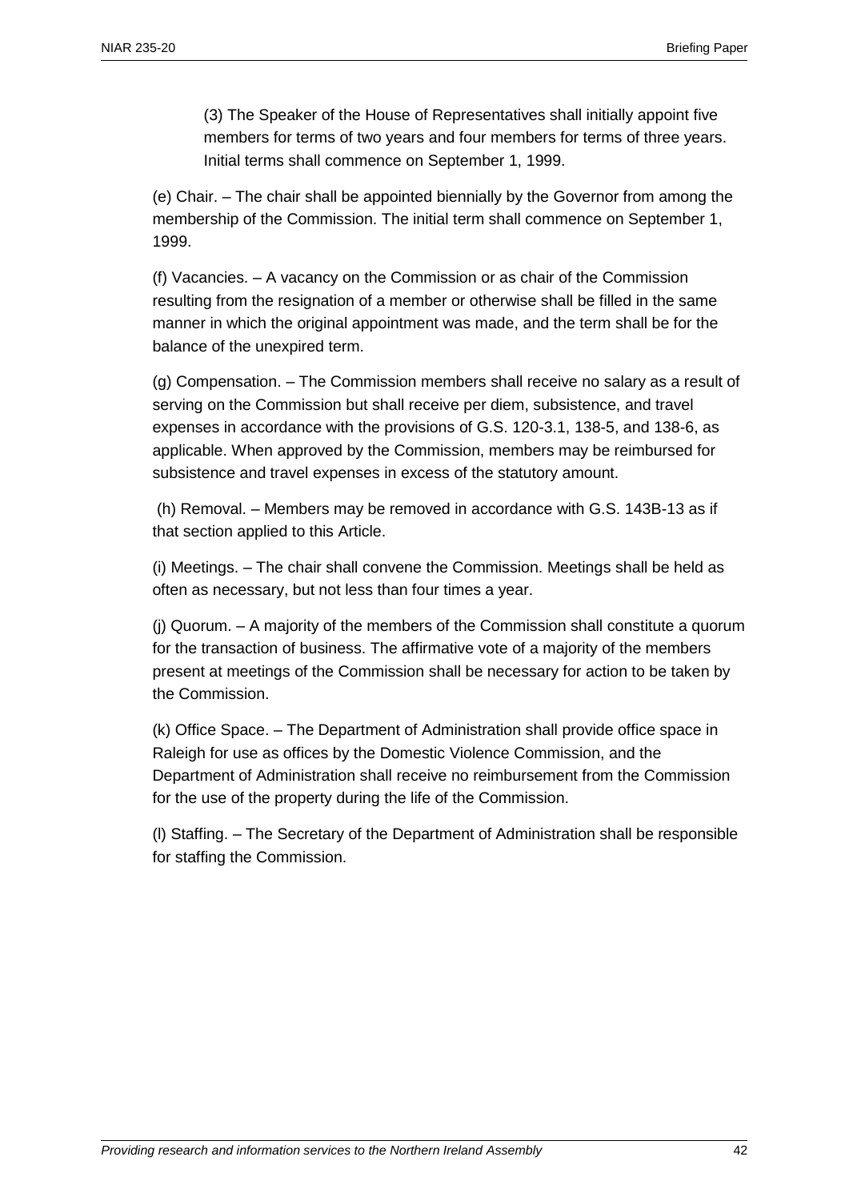(3) The Speaker of the House of Representatives shall initially appoint five members for terms of two years and four members for terms of three years. Initial terms shall commence on September 1, 1999.

(e) Chair. – The chair shall be appointed biennially by the Governor from among the membership of the Commission. The initial term shall commence on September 1, 1999.

(f) Vacancies. – A vacancy on the Commission or as chair of the Commission resulting from the resignation of a member or otherwise shall be filled in the same manner in which the original appointment was made, and the term shall be for the balance of the unexpired term.

(g) Compensation. – The Commission members shall receive no salary as a result of serving on the Commission but shall receive per diem, subsistence, and travel expenses in accordance with the provisions of G.S. 120-3.1, 138-5, and 138-6, as applicable. When approved by the Commission, members may be reimbursed for subsistence and travel expenses in excess of the statutory amount.

(h) Removal. – Members may be removed in accordance with G.S. 143B-13 as if that section applied to this Article.

(i) Meetings. – The chair shall convene the Commission. Meetings shall be held as often as necessary, but not less than four times a year.

(j) Quorum. – A majority of the members of the Commission shall constitute a quorum for the transaction of business. The affirmative vote of a majority of the members present at meetings of the Commission shall be necessary for action to be taken by the Commission.

(k) Office Space. – The Department of Administration shall provide office space in Raleigh for use as offices by the Domestic Violence Commission, and the Department of Administration shall receive no reimbursement from the Commission for the use of the property during the life of the Commission.

(l) Staffing. – The Secretary of the Department of Administration shall be responsible for staffing the Commission.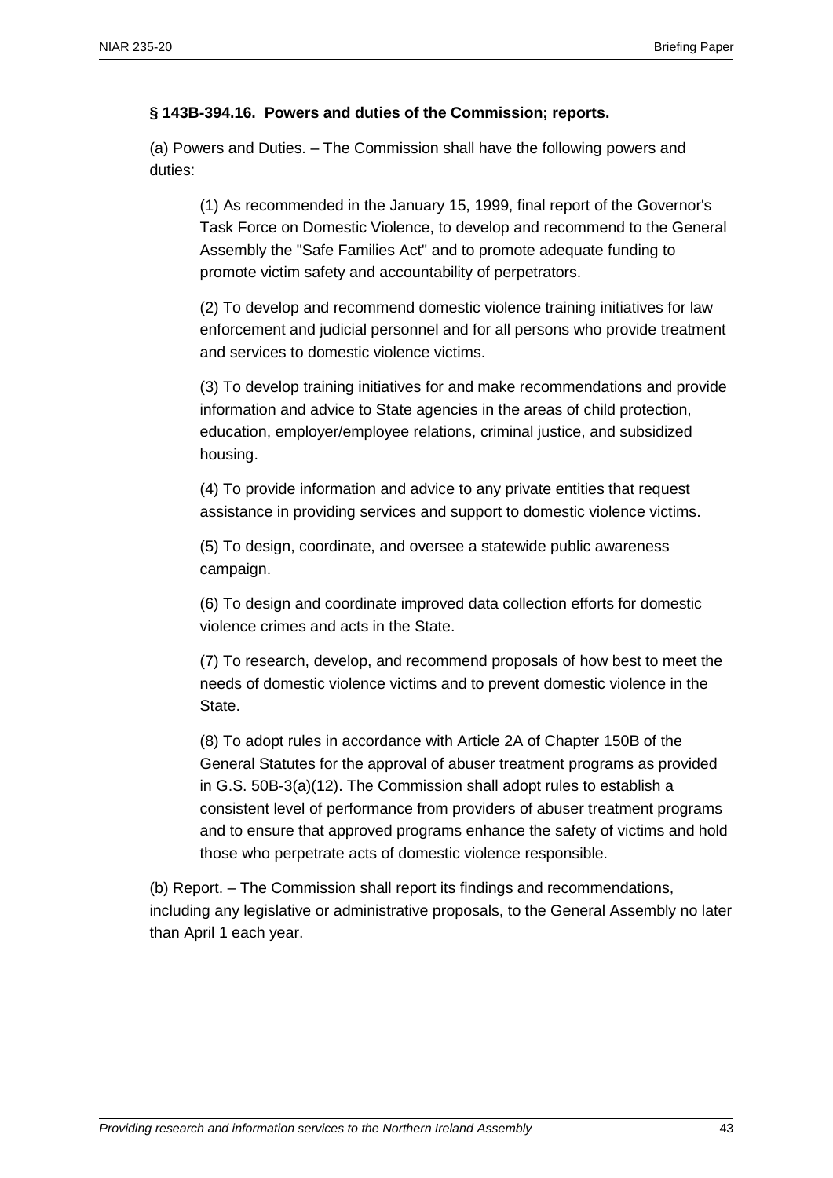**§ 143B-394.16. Powers and duties of the Commission; reports.**

(a) Powers and Duties. – The Commission shall have the following powers and duties:

(1) As recommended in the January 15, 1999, final report of the Governor's Task Force on Domestic Violence, to develop and recommend to the General Assembly the "Safe Families Act" and to promote adequate funding to promote victim safety and accountability of perpetrators.

(2) To develop and recommend domestic violence training initiatives for law enforcement and judicial personnel and for all persons who provide treatment and services to domestic violence victims.

(3) To develop training initiatives for and make recommendations and provide information and advice to State agencies in the areas of child protection, education, employer/employee relations, criminal justice, and subsidized housing.

(4) To provide information and advice to any private entities that request assistance in providing services and support to domestic violence victims.

(5) To design, coordinate, and oversee a statewide public awareness campaign.

(6) To design and coordinate improved data collection efforts for domestic violence crimes and acts in the State.

(7) To research, develop, and recommend proposals of how best to meet the needs of domestic violence victims and to prevent domestic violence in the State.

(8) To adopt rules in accordance with Article 2A of Chapter 150B of the General Statutes for the approval of abuser treatment programs as provided in G.S. 50B-3(a)(12). The Commission shall adopt rules to establish a consistent level of performance from providers of abuser treatment programs and to ensure that approved programs enhance the safety of victims and hold those who perpetrate acts of domestic violence responsible.

(b) Report. – The Commission shall report its findings and recommendations, including any legislative or administrative proposals, to the General Assembly no later than April 1 each year.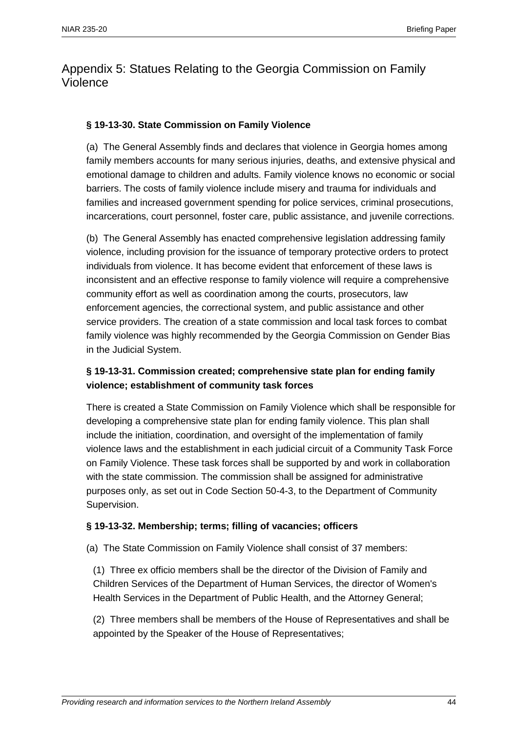## Appendix 5: Statues Relating to the Georgia Commission on Family Violence

**§ 19-13-30. State Commission on Family Violence**

(a) The General Assembly finds and declares that violence in Georgia homes among family members accounts for many serious injuries, deaths, and extensive physical and emotional damage to children and adults. Family violence knows no economic or social barriers. The costs of family violence include misery and trauma for individuals and families and increased government spending for police services, criminal prosecutions, incarcerations, court personnel, foster care, public assistance, and juvenile corrections.

(b) The General Assembly has enacted comprehensive legislation addressing family violence, including provision for the issuance of temporary protective orders to protect individuals from violence. It has become evident that enforcement of these laws is inconsistent and an effective response to family violence will require a comprehensive community effort as well as coordination among the courts, prosecutors, law enforcement agencies, the correctional system, and public assistance and other service providers. The creation of a state commission and local task forces to combat family violence was highly recommended by the Georgia Commission on Gender Bias in the Judicial System.

**§ 19-13-31. Commission created; comprehensive state plan for ending family violence; establishment of community task forces**

There is created a State Commission on Family Violence which shall be responsible for developing a comprehensive state plan for ending family violence. This plan shall include the initiation, coordination, and oversight of the implementation of family violence laws and the establishment in each judicial circuit of a Community Task Force on Family Violence. These task forces shall be supported by and work in collaboration with the state commission. The commission shall be assigned for administrative purposes only, as set out in Code Section 50-4-3, to the Department of Community Supervision.

**§ 19-13-32. Membership; terms; filling of vacancies; officers**

(a) The State Commission on Family Violence shall consist of 37 members:

(1) Three ex officio members shall be the director of the Division of Family and Children Services of the Department of Human Services, the director of Women's Health Services in the Department of Public Health, and the Attorney General;

(2) Three members shall be members of the House of Representatives and shall be appointed by the Speaker of the House of Representatives;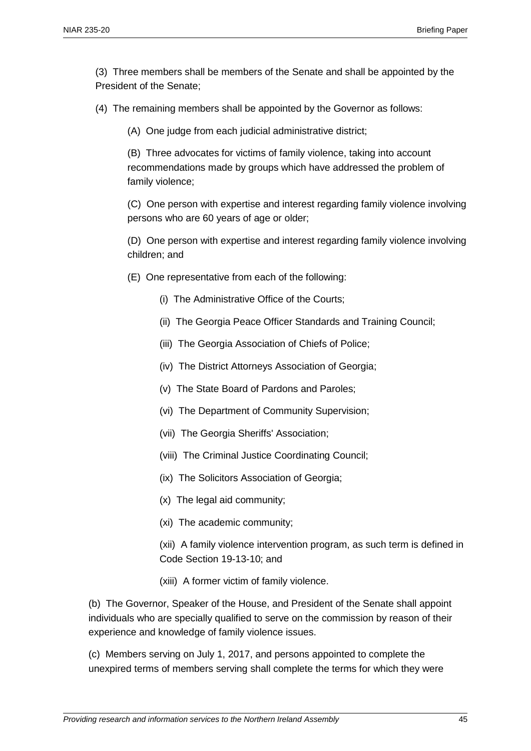(3) Three members shall be members of the Senate and shall be appointed by the President of the Senate;

(4) The remaining members shall be appointed by the Governor as follows:

(A) One judge from each judicial administrative district;

(B) Three advocates for victims of family violence, taking into account recommendations made by groups which have addressed the problem of family violence;

(C) One person with expertise and interest regarding family violence involving persons who are 60 years of age or older;

(D) One person with expertise and interest regarding family violence involving children; and

(E) One representative from each of the following:

(i) The Administrative Office of the Courts;

(ii) The Georgia Peace Officer Standards and Training Council;

(iii) The Georgia Association of Chiefs of Police;

(iv) The District Attorneys Association of Georgia;

(v) The State Board of Pardons and Paroles;

(vi) The Department of Community Supervision;

(vii) The Georgia Sheriffs' Association;

(viii) The Criminal Justice Coordinating Council;

(ix) The Solicitors Association of Georgia;

(x) The legal aid community;

(xi) The academic community;

(xii) A family violence intervention program, as such term is defined in Code Section 19-13-10; and

(xiii) A former victim of family violence.

(b) The Governor, Speaker of the House, and President of the Senate shall appoint individuals who are specially qualified to serve on the commission by reason of their experience and knowledge of family violence issues.

(c) Members serving on July 1, 2017, and persons appointed to complete the unexpired terms of members serving shall complete the terms for which they were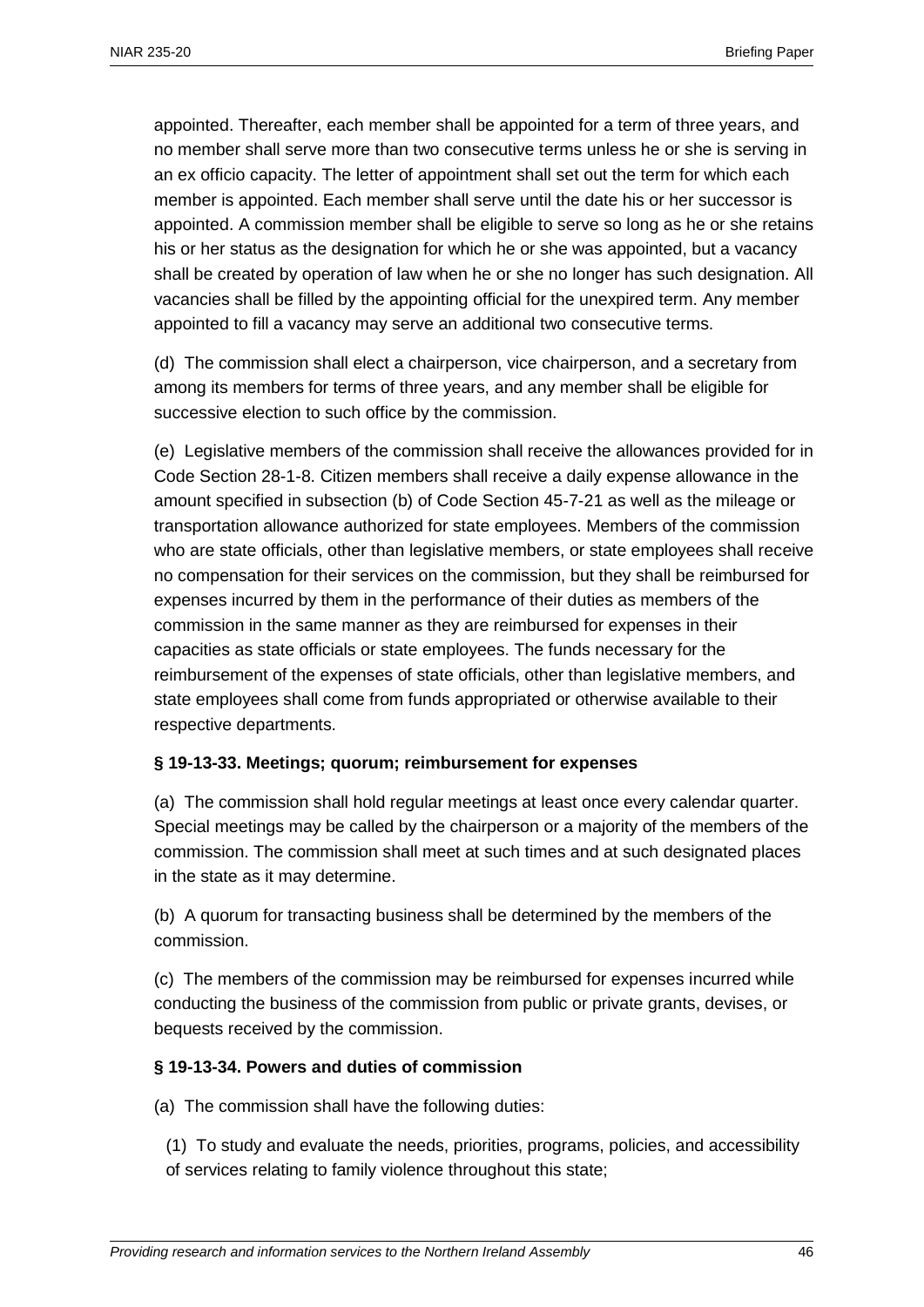appointed. Thereafter, each member shall be appointed for a term of three years, and no member shall serve more than two consecutive terms unless he or she is serving in an ex officio capacity. The letter of appointment shall set out the term for which each member is appointed. Each member shall serve until the date his or her successor is appointed. A commission member shall be eligible to serve so long as he or she retains his or her status as the designation for which he or she was appointed, but a vacancy shall be created by operation of law when he or she no longer has such designation. All vacancies shall be filled by the appointing official for the unexpired term. Any member appointed to fill a vacancy may serve an additional two consecutive terms.

(d) The commission shall elect a chairperson, vice chairperson, and a secretary from among its members for terms of three years, and any member shall be eligible for successive election to such office by the commission.

(e) Legislative members of the commission shall receive the allowances provided for in Code Section 28-1-8. Citizen members shall receive a daily expense allowance in the amount specified in subsection (b) of Code Section 45-7-21 as well as the mileage or transportation allowance authorized for state employees. Members of the commission who are state officials, other than legislative members, or state employees shall receive no compensation for their services on the commission, but they shall be reimbursed for expenses incurred by them in the performance of their duties as members of the commission in the same manner as they are reimbursed for expenses in their capacities as state officials or state employees. The funds necessary for the reimbursement of the expenses of state officials, other than legislative members, and state employees shall come from funds appropriated or otherwise available to their respective departments.

**§ 19-13-33. Meetings; quorum; reimbursement for expenses**

(a) The commission shall hold regular meetings at least once every calendar quarter. Special meetings may be called by the chairperson or a majority of the members of the commission. The commission shall meet at such times and at such designated places in the state as it may determine.

(b) A quorum for transacting business shall be determined by the members of the commission.

(c) The members of the commission may be reimbursed for expenses incurred while conducting the business of the commission from public or private grants, devises, or bequests received by the commission.

**§ 19-13-34. Powers and duties of commission**

(a) The commission shall have the following duties:

(1) To study and evaluate the needs, priorities, programs, policies, and accessibility of services relating to family violence throughout this state;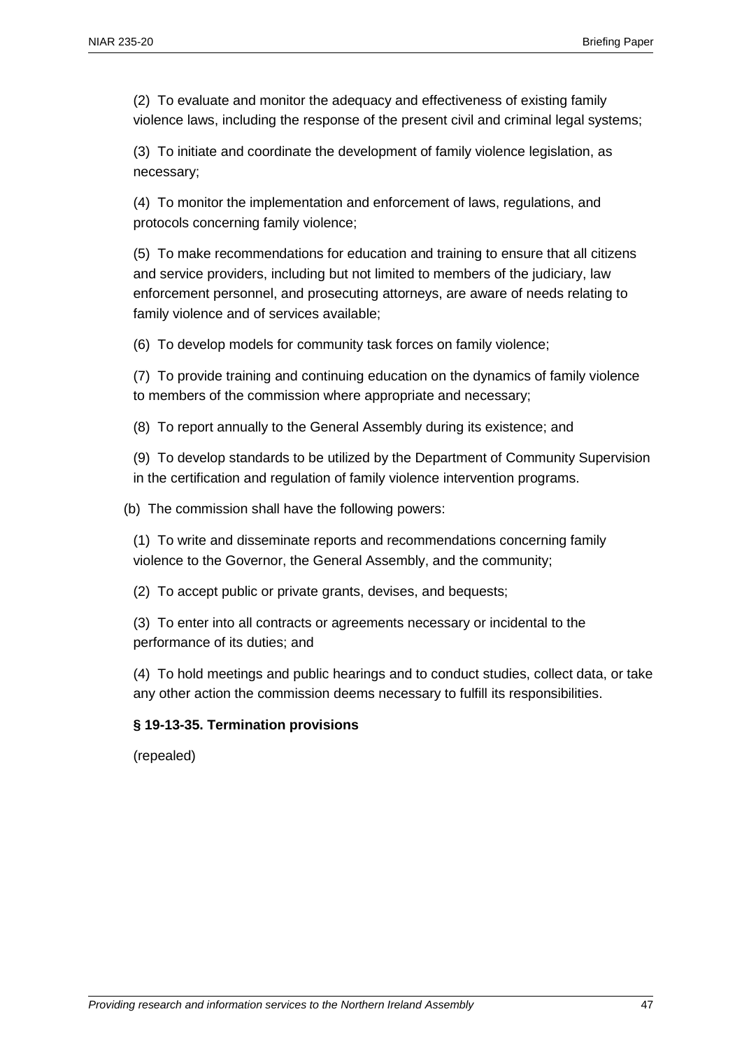(2) To evaluate and monitor the adequacy and effectiveness of existing family violence laws, including the response of the present civil and criminal legal systems;

(3) To initiate and coordinate the development of family violence legislation, as necessary;

(4) To monitor the implementation and enforcement of laws, regulations, and protocols concerning family violence;

(5) To make recommendations for education and training to ensure that all citizens and service providers, including but not limited to members of the judiciary, law enforcement personnel, and prosecuting attorneys, are aware of needs relating to family violence and of services available;

(6) To develop models for community task forces on family violence;

(7) To provide training and continuing education on the dynamics of family violence to members of the commission where appropriate and necessary;

(8) To report annually to the General Assembly during its existence; and

(9) To develop standards to be utilized by the Department of Community Supervision in the certification and regulation of family violence intervention programs.

(b) The commission shall have the following powers:

(1) To write and disseminate reports and recommendations concerning family violence to the Governor, the General Assembly, and the community;

(2) To accept public or private grants, devises, and bequests;

(3) To enter into all contracts or agreements necessary or incidental to the performance of its duties; and

(4) To hold meetings and public hearings and to conduct studies, collect data, or take any other action the commission deems necessary to fulfill its responsibilities.

**§ 19-13-35. Termination provisions**

(repealed)